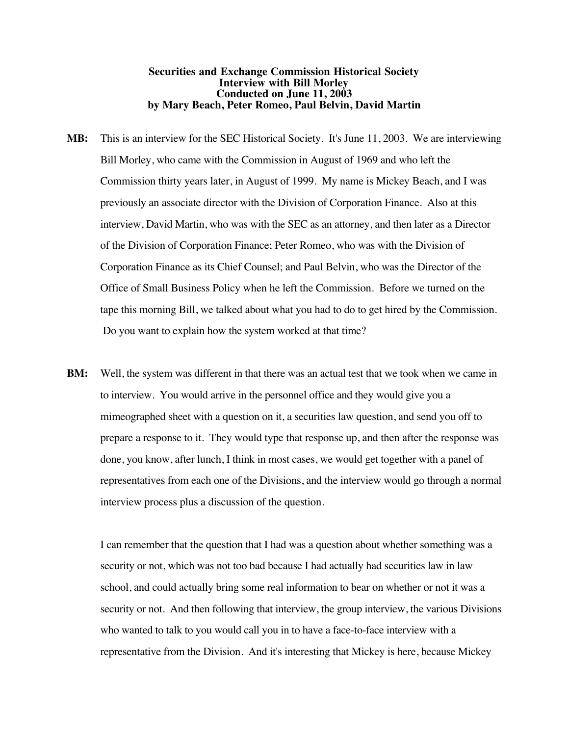**Securities and Exchange Commission Historical Society**
**Interview with Bill Morley**
**Conducted on June 11, 2003**
**by Mary Beach, Peter Romeo, Paul Belvin, David Martin**

**MB:** This is an interview for the SEC Historical Society. It's June 11, 2003. We are interviewing Bill Morley, who came with the Commission in August of 1969 and who left the Commission thirty years later, in August of 1999. My name is Mickey Beach, and I was previously an associate director with the Division of Corporation Finance. Also at this interview, David Martin, who was with the SEC as an attorney, and then later as a Director of the Division of Corporation Finance; Peter Romeo, who was with the Division of Corporation Finance as its Chief Counsel; and Paul Belvin, who was the Director of the Office of Small Business Policy when he left the Commission. Before we turned on the tape this morning Bill, we talked about what you had to do to get hired by the Commission. Do you want to explain how the system worked at that time?

**BM:** Well, the system was different in that there was an actual test that we took when we came in to interview. You would arrive in the personnel office and they would give you a mimeographed sheet with a question on it, a securities law question, and send you off to prepare a response to it. They would type that response up, and then after the response was done, you know, after lunch, I think in most cases, we would get together with a panel of representatives from each one of the Divisions, and the interview would go through a normal interview process plus a discussion of the question.

I can remember that the question that I had was a question about whether something was a security or not, which was not too bad because I had actually had securities law in law school, and could actually bring some real information to bear on whether or not it was a security or not. And then following that interview, the group interview, the various Divisions who wanted to talk to you would call you in to have a face-to-face interview with a representative from the Division. And it's interesting that Mickey is here, because Mickey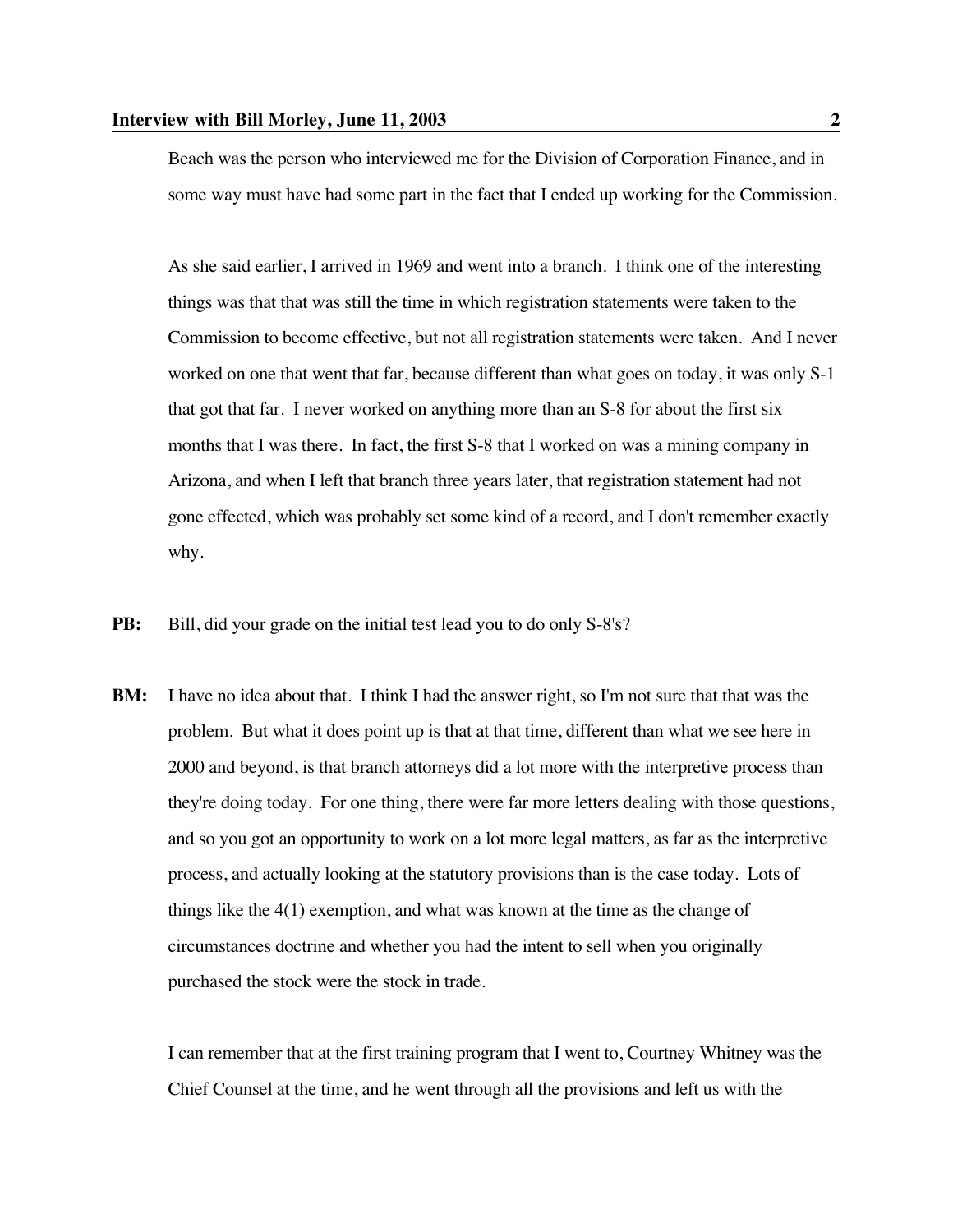Beach was the person who interviewed me for the Division of Corporation Finance, and in some way must have had some part in the fact that I ended up working for the Commission.

As she said earlier, I arrived in 1969 and went into a branch. I think one of the interesting things was that that was still the time in which registration statements were taken to the Commission to become effective, but not all registration statements were taken. And I never worked on one that went that far, because different than what goes on today, it was only S-1 that got that far. I never worked on anything more than an S-8 for about the first six months that I was there. In fact, the first S-8 that I worked on was a mining company in Arizona, and when I left that branch three years later, that registration statement had not gone effected, which was probably set some kind of a record, and I don't remember exactly why.

**PB:** Bill, did your grade on the initial test lead you to do only S-8's?

**BM:** I have no idea about that. I think I had the answer right, so I'm not sure that that was the problem. But what it does point up is that at that time, different than what we see here in 2000 and beyond, is that branch attorneys did a lot more with the interpretive process than they're doing today. For one thing, there were far more letters dealing with those questions, and so you got an opportunity to work on a lot more legal matters, as far as the interpretive process, and actually looking at the statutory provisions than is the case today. Lots of things like the 4(1) exemption, and what was known at the time as the change of circumstances doctrine and whether you had the intent to sell when you originally purchased the stock were the stock in trade.

I can remember that at the first training program that I went to, Courtney Whitney was the Chief Counsel at the time, and he went through all the provisions and left us with the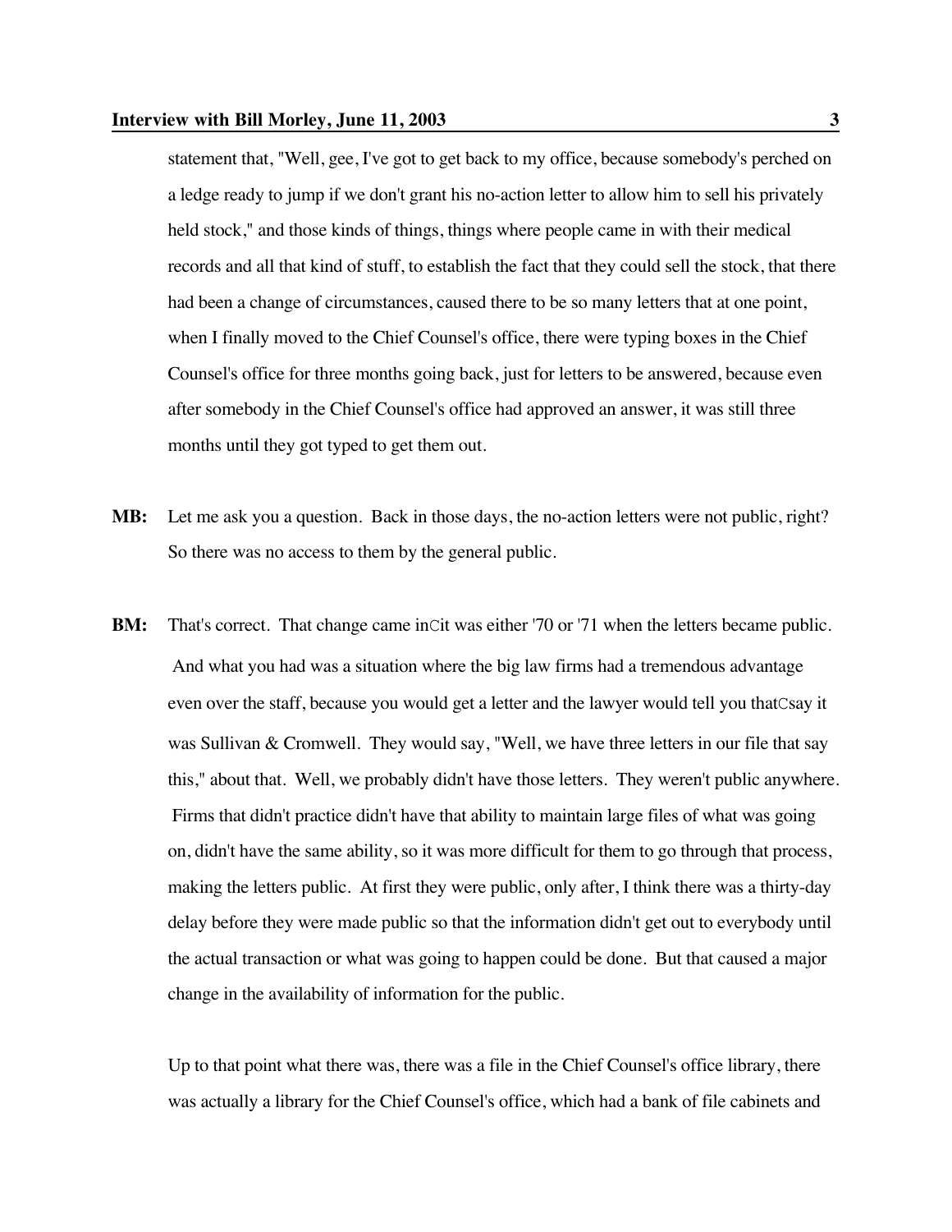statement that, "Well, gee, I've got to get back to my office, because somebody's perched on a ledge ready to jump if we don't grant his no-action letter to allow him to sell his privately held stock," and those kinds of things, things where people came in with their medical records and all that kind of stuff, to establish the fact that they could sell the stock, that there had been a change of circumstances, caused there to be so many letters that at one point, when I finally moved to the Chief Counsel's office, there were typing boxes in the Chief Counsel's office for three months going back, just for letters to be answered, because even after somebody in the Chief Counsel's office had approved an answer, it was still three months until they got typed to get them out.

**MB:** Let me ask you a question. Back in those days, the no-action letters were not public, right? So there was no access to them by the general public.

**BM:** That's correct. That change came inCit was either '70 or '71 when the letters became public. And what you had was a situation where the big law firms had a tremendous advantage even over the staff, because you would get a letter and the lawyer would tell you thatCsay it was Sullivan & Cromwell. They would say, "Well, we have three letters in our file that say this," about that. Well, we probably didn't have those letters. They weren't public anywhere. Firms that didn't practice didn't have that ability to maintain large files of what was going on, didn't have the same ability, so it was more difficult for them to go through that process, making the letters public. At first they were public, only after, I think there was a thirty-day delay before they were made public so that the information didn't get out to everybody until the actual transaction or what was going to happen could be done. But that caused a major change in the availability of information for the public.

Up to that point what there was, there was a file in the Chief Counsel's office library, there was actually a library for the Chief Counsel's office, which had a bank of file cabinets and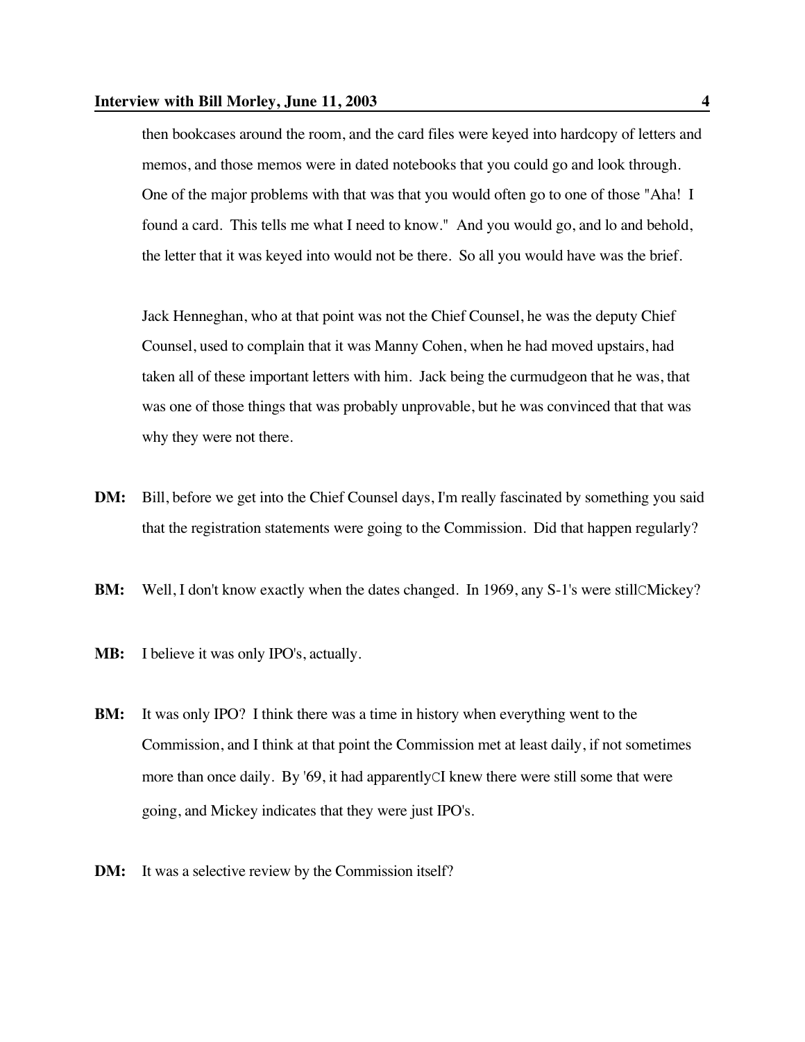then bookcases around the room, and the card files were keyed into hardcopy of letters and memos, and those memos were in dated notebooks that you could go and look through. One of the major problems with that was that you would often go to one of those "Aha! I found a card. This tells me what I need to know." And you would go, and lo and behold, the letter that it was keyed into would not be there. So all you would have was the brief.

Jack Henneghan, who at that point was not the Chief Counsel, he was the deputy Chief Counsel, used to complain that it was Manny Cohen, when he had moved upstairs, had taken all of these important letters with him. Jack being the curmudgeon that he was, that was one of those things that was probably unprovable, but he was convinced that that was why they were not there.

**DM:** Bill, before we get into the Chief Counsel days, I'm really fascinated by something you said that the registration statements were going to the Commission. Did that happen regularly?

**BM:** Well, I don't know exactly when the dates changed. In 1969, any S-1's were still—Mickey?

**MB:** I believe it was only IPO's, actually.

**BM:** It was only IPO? I think there was a time in history when everything went to the Commission, and I think at that point the Commission met at least daily, if not sometimes more than once daily. By '69, it had apparently—I knew there were still some that were going, and Mickey indicates that they were just IPO's.

**DM:** It was a selective review by the Commission itself?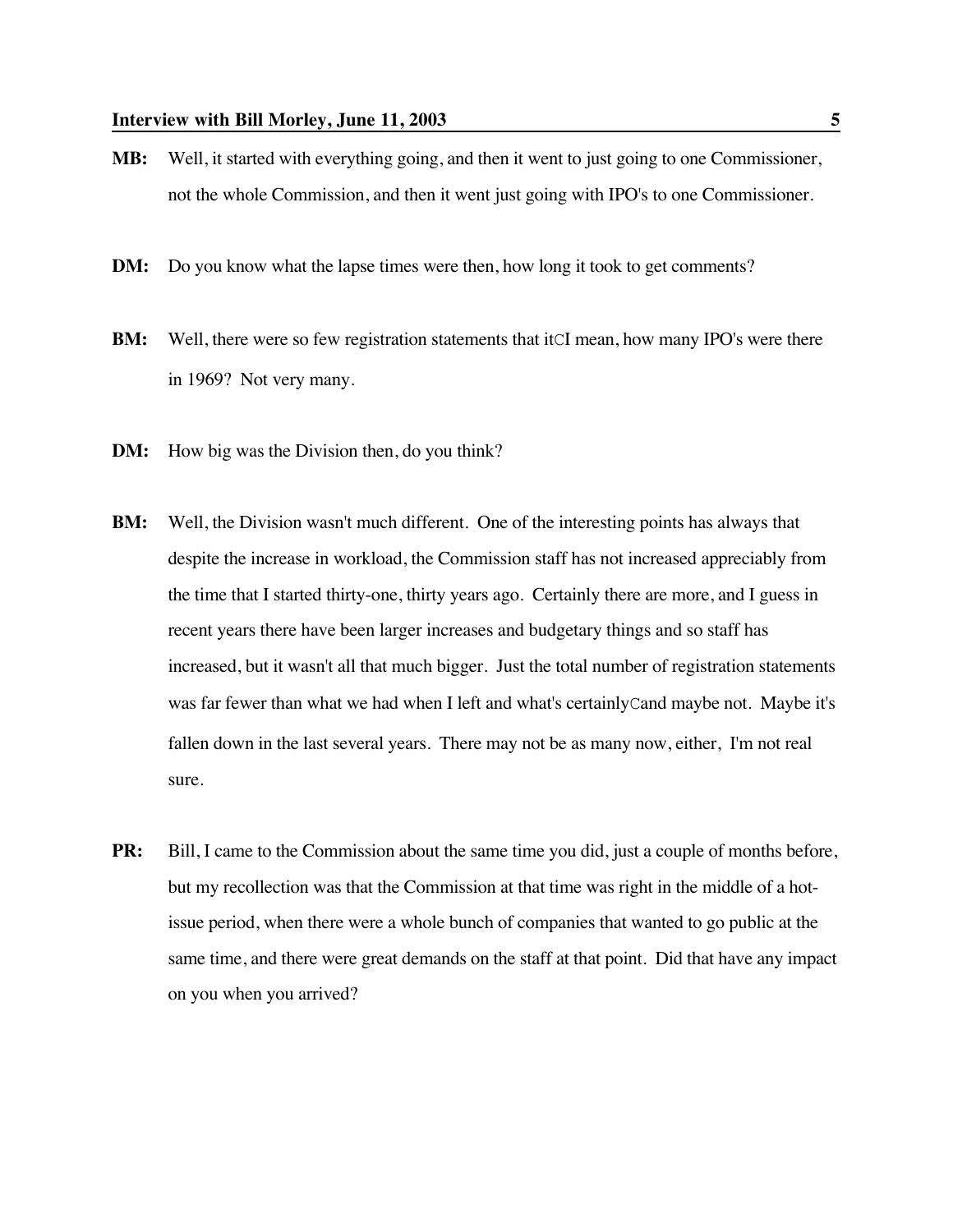**MB:** Well, it started with everything going, and then it went to just going to one Commissioner, not the whole Commission, and then it went just going with IPO's to one Commissioner.

**DM:** Do you know what the lapse times were then, how long it took to get comments?

**BM:** Well, there were so few registration statements that itCI mean, how many IPO's were there in 1969? Not very many.

**DM:** How big was the Division then, do you think?

**BM:** Well, the Division wasn't much different. One of the interesting points has always that despite the increase in workload, the Commission staff has not increased appreciably from the time that I started thirty-one, thirty years ago. Certainly there are more, and I guess in recent years there have been larger increases and budgetary things and so staff has increased, but it wasn't all that much bigger. Just the total number of registration statements was far fewer than what we had when I left and what's certainlyCand maybe not. Maybe it's fallen down in the last several years. There may not be as many now, either, I'm not real sure.

**PR:** Bill, I came to the Commission about the same time you did, just a couple of months before, but my recollection was that the Commission at that time was right in the middle of a hot-issue period, when there were a whole bunch of companies that wanted to go public at the same time, and there were great demands on the staff at that point. Did that have any impact on you when you arrived?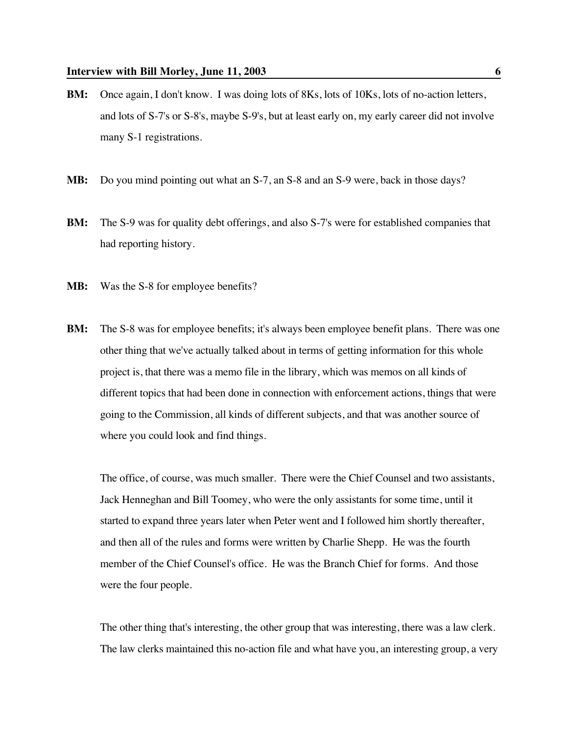**BM:** Once again, I don't know. I was doing lots of 8Ks, lots of 10Ks, lots of no-action letters, and lots of S-7's or S-8's, maybe S-9's, but at least early on, my early career did not involve many S-1 registrations.

**MB:** Do you mind pointing out what an S-7, an S-8 and an S-9 were, back in those days?

**BM:** The S-9 was for quality debt offerings, and also S-7's were for established companies that had reporting history.

**MB:** Was the S-8 for employee benefits?

**BM:** The S-8 was for employee benefits; it's always been employee benefit plans. There was one other thing that we've actually talked about in terms of getting information for this whole project is, that there was a memo file in the library, which was memos on all kinds of different topics that had been done in connection with enforcement actions, things that were going to the Commission, all kinds of different subjects, and that was another source of where you could look and find things.

The office, of course, was much smaller. There were the Chief Counsel and two assistants, Jack Henneghan and Bill Toomey, who were the only assistants for some time, until it started to expand three years later when Peter went and I followed him shortly thereafter, and then all of the rules and forms were written by Charlie Shepp. He was the fourth member of the Chief Counsel's office. He was the Branch Chief for forms. And those were the four people.

The other thing that's interesting, the other group that was interesting, there was a law clerk. The law clerks maintained this no-action file and what have you, an interesting group, a very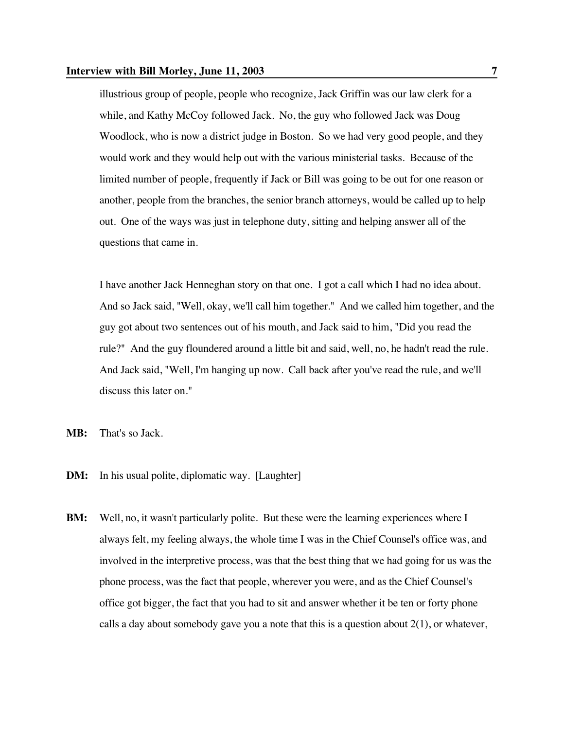illustrious group of people, people who recognize, Jack Griffin was our law clerk for a while, and Kathy McCoy followed Jack. No, the guy who followed Jack was Doug Woodlock, who is now a district judge in Boston. So we had very good people, and they would work and they would help out with the various ministerial tasks. Because of the limited number of people, frequently if Jack or Bill was going to be out for one reason or another, people from the branches, the senior branch attorneys, would be called up to help out. One of the ways was just in telephone duty, sitting and helping answer all of the questions that came in.

I have another Jack Henneghan story on that one. I got a call which I had no idea about. And so Jack said, "Well, okay, we'll call him together." And we called him together, and the guy got about two sentences out of his mouth, and Jack said to him, "Did you read the rule?" And the guy floundered around a little bit and said, well, no, he hadn't read the rule. And Jack said, "Well, I'm hanging up now. Call back after you've read the rule, and we'll discuss this later on."

**MB:** That's so Jack.

**DM:** In his usual polite, diplomatic way. [Laughter]

**BM:** Well, no, it wasn't particularly polite. But these were the learning experiences where I always felt, my feeling always, the whole time I was in the Chief Counsel's office was, and involved in the interpretive process, was that the best thing that we had going for us was the phone process, was the fact that people, wherever you were, and as the Chief Counsel's office got bigger, the fact that you had to sit and answer whether it be ten or forty phone calls a day about somebody gave you a note that this is a question about 2(1), or whatever,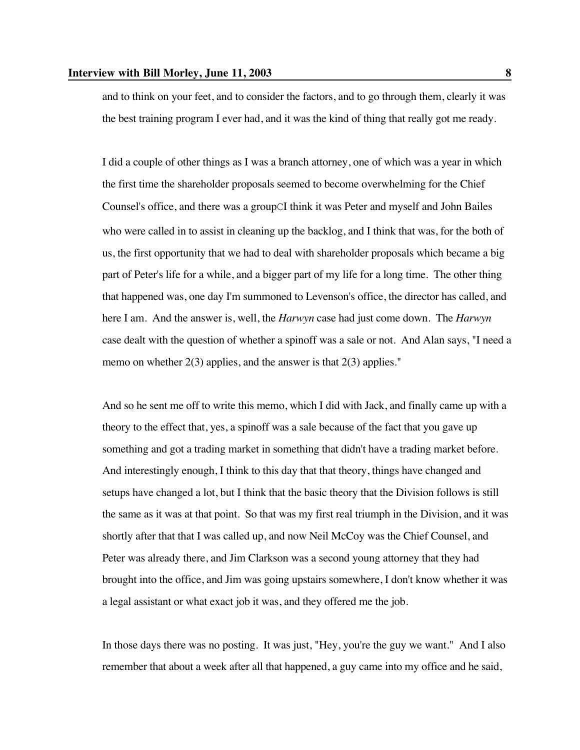and to think on your feet, and to consider the factors, and to go through them, clearly it was the best training program I ever had, and it was the kind of thing that really got me ready.

I did a couple of other things as I was a branch attorney, one of which was a year in which the first time the shareholder proposals seemed to become overwhelming for the Chief Counsel's office, and there was a groupCI think it was Peter and myself and John Bailes who were called in to assist in cleaning up the backlog, and I think that was, for the both of us, the first opportunity that we had to deal with shareholder proposals which became a big part of Peter's life for a while, and a bigger part of my life for a long time. The other thing that happened was, one day I'm summoned to Levenson's office, the director has called, and here I am. And the answer is, well, the *Harwyn* case had just come down. The *Harwyn* case dealt with the question of whether a spinoff was a sale or not. And Alan says, "I need a memo on whether 2(3) applies, and the answer is that 2(3) applies."

And so he sent me off to write this memo, which I did with Jack, and finally came up with a theory to the effect that, yes, a spinoff was a sale because of the fact that you gave up something and got a trading market in something that didn't have a trading market before. And interestingly enough, I think to this day that that theory, things have changed and setups have changed a lot, but I think that the basic theory that the Division follows is still the same as it was at that point. So that was my first real triumph in the Division, and it was shortly after that that I was called up, and now Neil McCoy was the Chief Counsel, and Peter was already there, and Jim Clarkson was a second young attorney that they had brought into the office, and Jim was going upstairs somewhere, I don't know whether it was a legal assistant or what exact job it was, and they offered me the job.

In those days there was no posting. It was just, "Hey, you're the guy we want." And I also remember that about a week after all that happened, a guy came into my office and he said,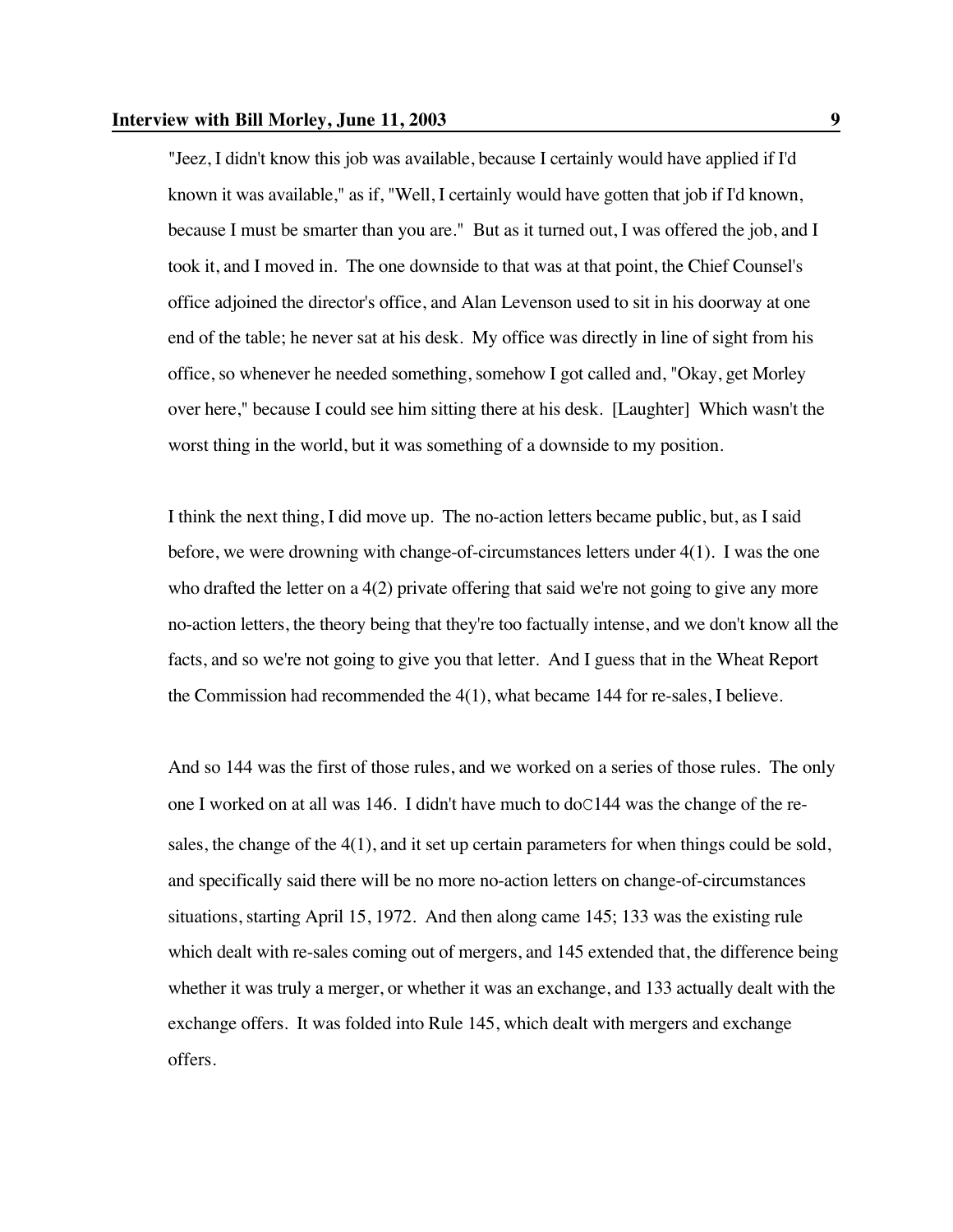"Jeez, I didn't know this job was available, because I certainly would have applied if I'd known it was available," as if, "Well, I certainly would have gotten that job if I'd known, because I must be smarter than you are." But as it turned out, I was offered the job, and I took it, and I moved in. The one downside to that was at that point, the Chief Counsel's office adjoined the director's office, and Alan Levenson used to sit in his doorway at one end of the table; he never sat at his desk. My office was directly in line of sight from his office, so whenever he needed something, somehow I got called and, "Okay, get Morley over here," because I could see him sitting there at his desk. [Laughter] Which wasn't the worst thing in the world, but it was something of a downside to my position.

I think the next thing, I did move up. The no-action letters became public, but, as I said before, we were drowning with change-of-circumstances letters under 4(1). I was the one who drafted the letter on a 4(2) private offering that said we're not going to give any more no-action letters, the theory being that they're too factually intense, and we don't know all the facts, and so we're not going to give you that letter. And I guess that in the Wheat Report the Commission had recommended the 4(1), what became 144 for re-sales, I believe.

And so 144 was the first of those rules, and we worked on a series of those rules. The only one I worked on at all was 146. I didn't have much to doC144 was the change of the re-sales, the change of the 4(1), and it set up certain parameters for when things could be sold, and specifically said there will be no more no-action letters on change-of-circumstances situations, starting April 15, 1972. And then along came 145; 133 was the existing rule which dealt with re-sales coming out of mergers, and 145 extended that, the difference being whether it was truly a merger, or whether it was an exchange, and 133 actually dealt with the exchange offers. It was folded into Rule 145, which dealt with mergers and exchange offers.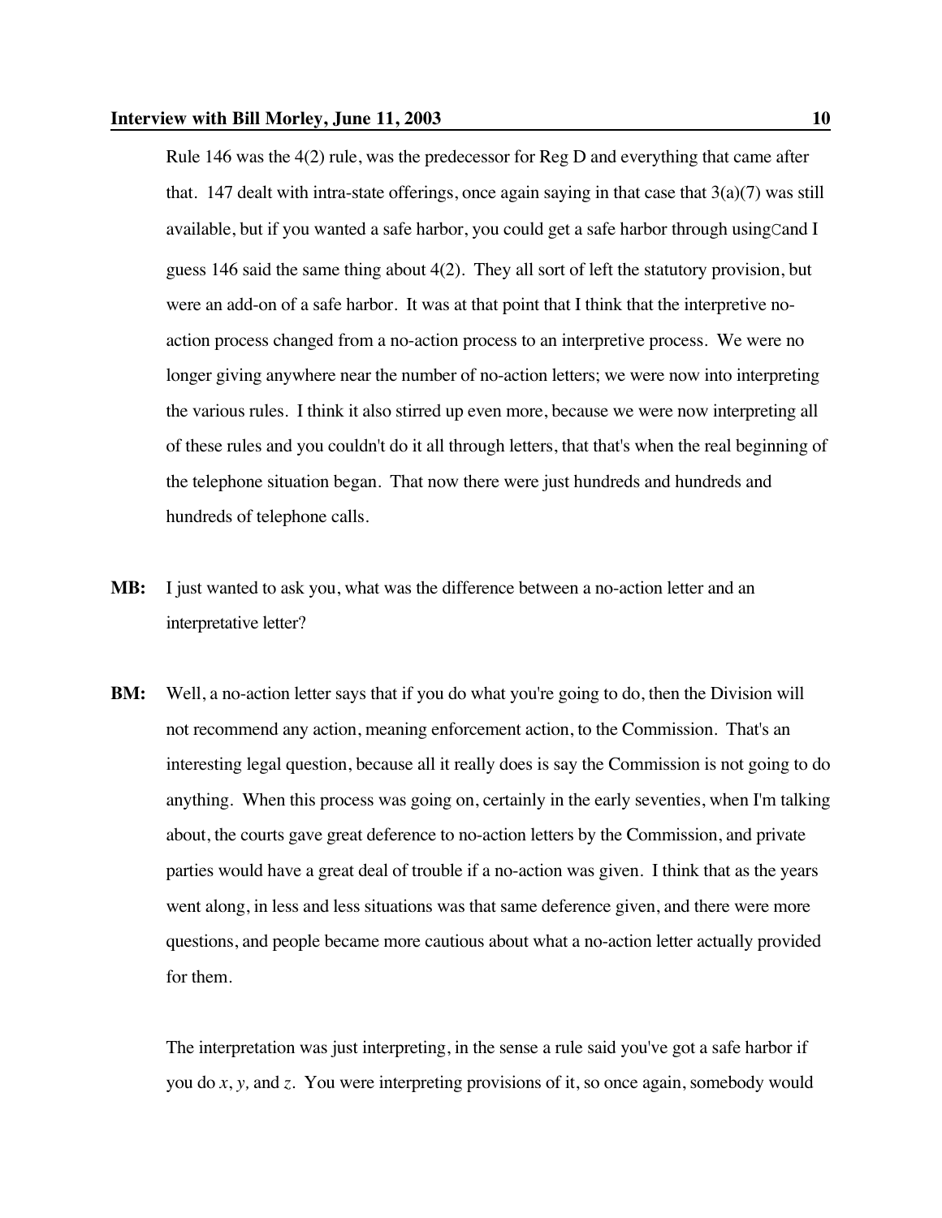Rule 146 was the 4(2) rule, was the predecessor for Reg D and everything that came after that. 147 dealt with intra-state offerings, once again saying in that case that 3(a)(7) was still available, but if you wanted a safe harbor, you could get a safe harbor through usingCand I guess 146 said the same thing about 4(2). They all sort of left the statutory provision, but were an add-on of a safe harbor. It was at that point that I think that the interpretive no-action process changed from a no-action process to an interpretive process. We were no longer giving anywhere near the number of no-action letters; we were now into interpreting the various rules. I think it also stirred up even more, because we were now interpreting all of these rules and you couldn't do it all through letters, that that's when the real beginning of the telephone situation began. That now there were just hundreds and hundreds and hundreds of telephone calls.

**MB:** I just wanted to ask you, what was the difference between a no-action letter and an interpretative letter?

**BM:** Well, a no-action letter says that if you do what you're going to do, then the Division will not recommend any action, meaning enforcement action, to the Commission. That's an interesting legal question, because all it really does is say the Commission is not going to do anything. When this process was going on, certainly in the early seventies, when I'm talking about, the courts gave great deference to no-action letters by the Commission, and private parties would have a great deal of trouble if a no-action was given. I think that as the years went along, in less and less situations was that same deference given, and there were more questions, and people became more cautious about what a no-action letter actually provided for them.

The interpretation was just interpreting, in the sense a rule said you've got a safe harbor if you do *x*, *y,* and *z*. You were interpreting provisions of it, so once again, somebody would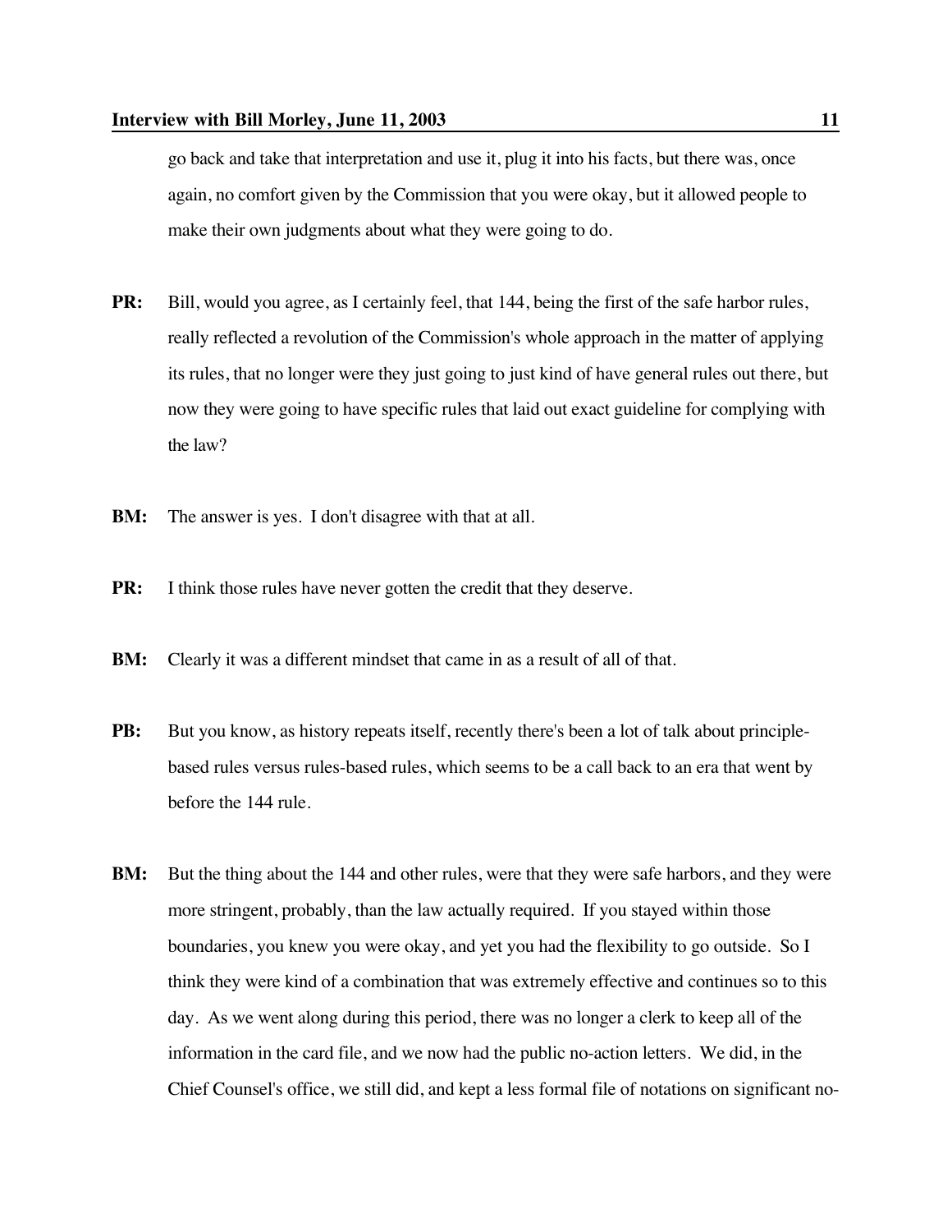go back and take that interpretation and use it, plug it into his facts, but there was, once again, no comfort given by the Commission that you were okay, but it allowed people to make their own judgments about what they were going to do.

**PR:** Bill, would you agree, as I certainly feel, that 144, being the first of the safe harbor rules, really reflected a revolution of the Commission's whole approach in the matter of applying its rules, that no longer were they just going to just kind of have general rules out there, but now they were going to have specific rules that laid out exact guideline for complying with the law?

**BM:** The answer is yes. I don't disagree with that at all.

**PR:** I think those rules have never gotten the credit that they deserve.

**BM:** Clearly it was a different mindset that came in as a result of all of that.

**PB:** But you know, as history repeats itself, recently there's been a lot of talk about principle-based rules versus rules-based rules, which seems to be a call back to an era that went by before the 144 rule.

**BM:** But the thing about the 144 and other rules, were that they were safe harbors, and they were more stringent, probably, than the law actually required. If you stayed within those boundaries, you knew you were okay, and yet you had the flexibility to go outside. So I think they were kind of a combination that was extremely effective and continues so to this day. As we went along during this period, there was no longer a clerk to keep all of the information in the card file, and we now had the public no-action letters. We did, in the Chief Counsel's office, we still did, and kept a less formal file of notations on significant no-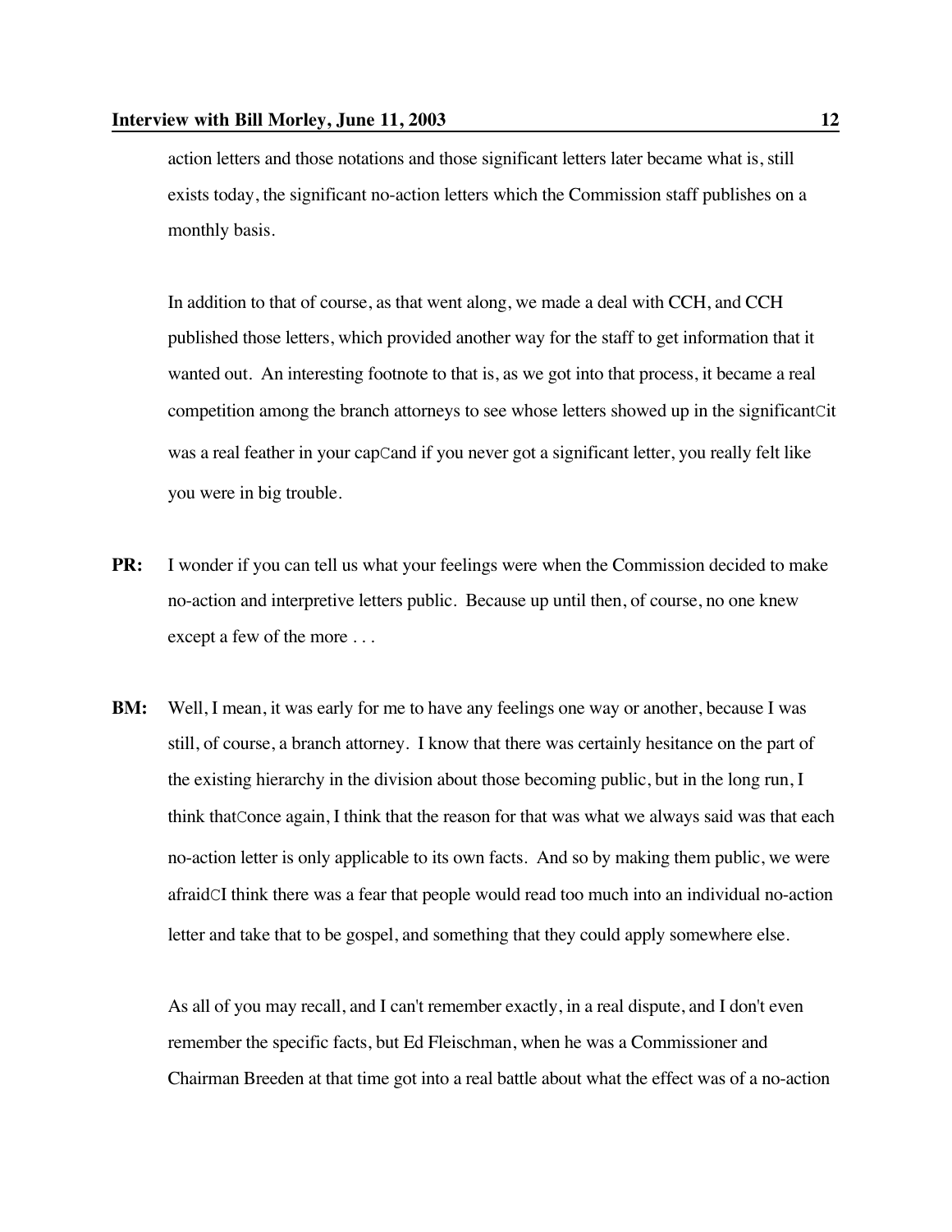action letters and those notations and those significant letters later became what is, still exists today, the significant no-action letters which the Commission staff publishes on a monthly basis.

In addition to that of course, as that went along, we made a deal with CCH, and CCH published those letters, which provided another way for the staff to get information that it wanted out. An interesting footnote to that is, as we got into that process, it became a real competition among the branch attorneys to see whose letters showed up in the significantCit was a real feather in your capCand if you never got a significant letter, you really felt like you were in big trouble.

**PR:** I wonder if you can tell us what your feelings were when the Commission decided to make no-action and interpretive letters public. Because up until then, of course, no one knew except a few of the more . . .

**BM:** Well, I mean, it was early for me to have any feelings one way or another, because I was still, of course, a branch attorney. I know that there was certainly hesitance on the part of the existing hierarchy in the division about those becoming public, but in the long run, I think thatConce again, I think that the reason for that was what we always said was that each no-action letter is only applicable to its own facts. And so by making them public, we were afraidCI think there was a fear that people would read too much into an individual no-action letter and take that to be gospel, and something that they could apply somewhere else.

As all of you may recall, and I can't remember exactly, in a real dispute, and I don't even remember the specific facts, but Ed Fleischman, when he was a Commissioner and Chairman Breeden at that time got into a real battle about what the effect was of a no-action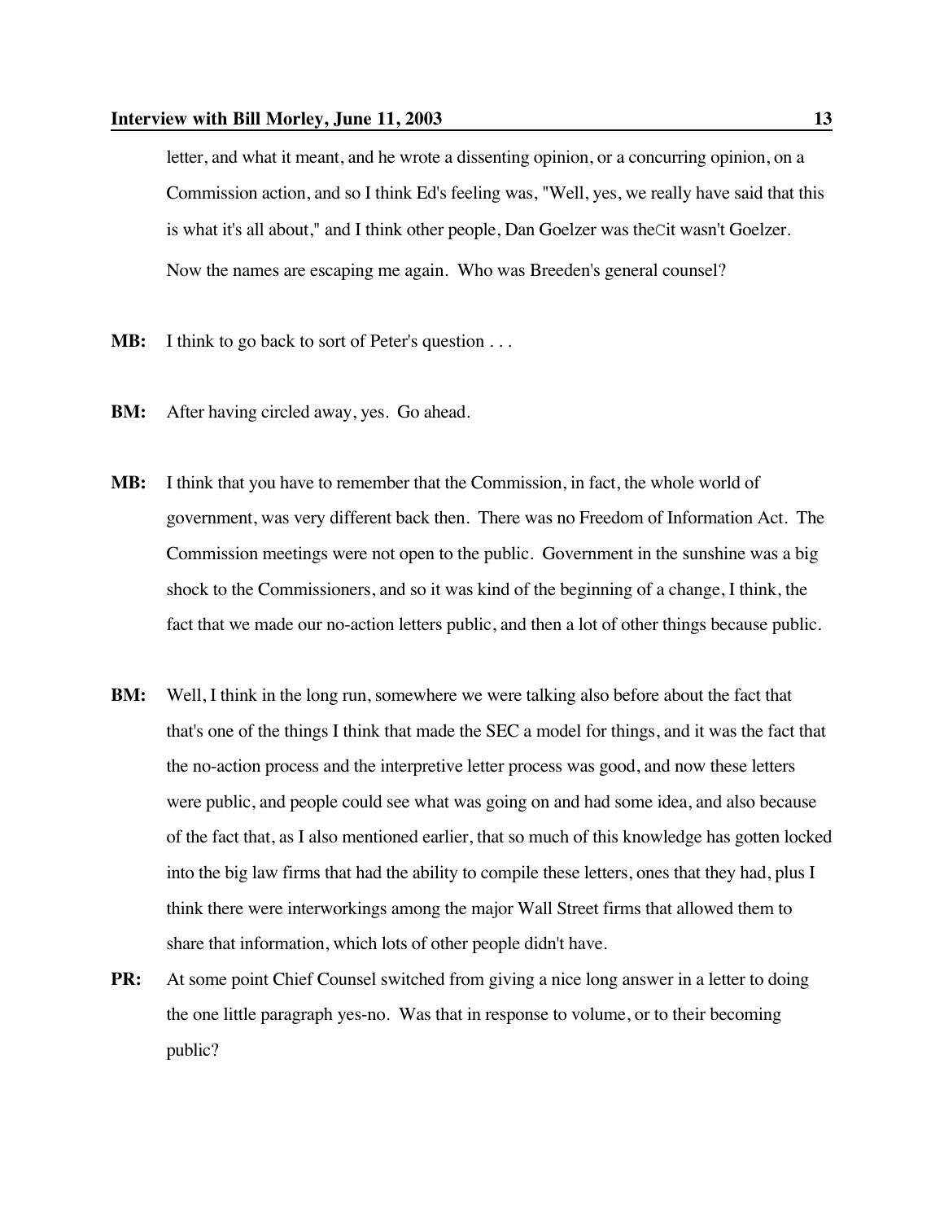letter, and what it meant, and he wrote a dissenting opinion, or a concurring opinion, on a Commission action, and so I think Ed's feeling was, "Well, yes, we really have said that this is what it's all about," and I think other people, Dan Goelzer was theCit wasn't Goelzer. Now the names are escaping me again. Who was Breeden's general counsel?

**MB:** I think to go back to sort of Peter's question . . .

**BM:** After having circled away, yes. Go ahead.

**MB:** I think that you have to remember that the Commission, in fact, the whole world of government, was very different back then. There was no Freedom of Information Act. The Commission meetings were not open to the public. Government in the sunshine was a big shock to the Commissioners, and so it was kind of the beginning of a change, I think, the fact that we made our no-action letters public, and then a lot of other things because public.

**BM:** Well, I think in the long run, somewhere we were talking also before about the fact that that's one of the things I think that made the SEC a model for things, and it was the fact that the no-action process and the interpretive letter process was good, and now these letters were public, and people could see what was going on and had some idea, and also because of the fact that, as I also mentioned earlier, that so much of this knowledge has gotten locked into the big law firms that had the ability to compile these letters, ones that they had, plus I think there were interworkings among the major Wall Street firms that allowed them to share that information, which lots of other people didn't have.

**PR:** At some point Chief Counsel switched from giving a nice long answer in a letter to doing the one little paragraph yes-no. Was that in response to volume, or to their becoming public?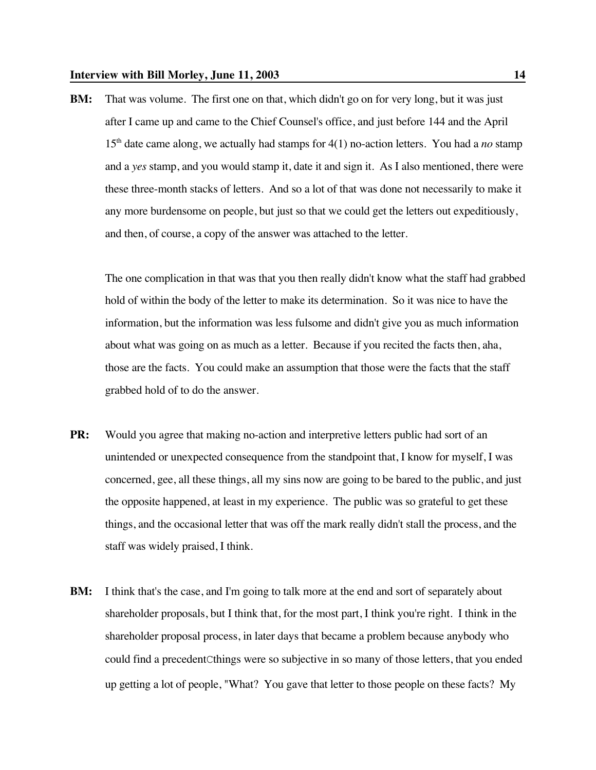**BM:** That was volume. The first one on that, which didn't go on for very long, but it was just after I came up and came to the Chief Counsel's office, and just before 144 and the April 15th date came along, we actually had stamps for 4(1) no-action letters. You had a *no* stamp and a *yes* stamp, and you would stamp it, date it and sign it. As I also mentioned, there were these three-month stacks of letters. And so a lot of that was done not necessarily to make it any more burdensome on people, but just so that we could get the letters out expeditiously, and then, of course, a copy of the answer was attached to the letter.

The one complication in that was that you then really didn't know what the staff had grabbed hold of within the body of the letter to make its determination. So it was nice to have the information, but the information was less fulsome and didn't give you as much information about what was going on as much as a letter. Because if you recited the facts then, aha, those are the facts. You could make an assumption that those were the facts that the staff grabbed hold of to do the answer.

**PR:** Would you agree that making no-action and interpretive letters public had sort of an unintended or unexpected consequence from the standpoint that, I know for myself, I was concerned, gee, all these things, all my sins now are going to be bared to the public, and just the opposite happened, at least in my experience. The public was so grateful to get these things, and the occasional letter that was off the mark really didn't stall the process, and the staff was widely praised, I think.

**BM:** I think that's the case, and I'm going to talk more at the end and sort of separately about shareholder proposals, but I think that, for the most part, I think you're right. I think in the shareholder proposal process, in later days that became a problem because anybody who could find a precedentCthings were so subjective in so many of those letters, that you ended up getting a lot of people, "What? You gave that letter to those people on these facts? My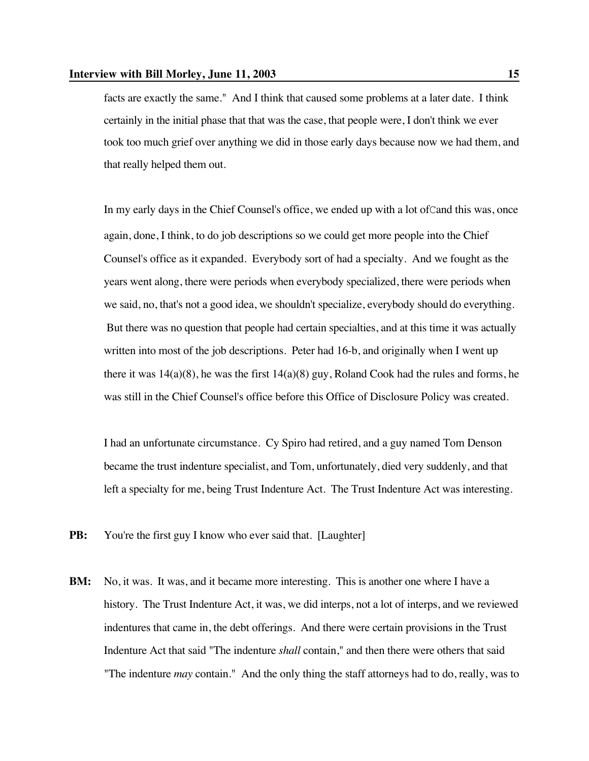facts are exactly the same." And I think that caused some problems at a later date. I think certainly in the initial phase that that was the case, that people were, I don't think we ever took too much grief over anything we did in those early days because now we had them, and that really helped them out.

In my early days in the Chief Counsel's office, we ended up with a lot ofCand this was, once again, done, I think, to do job descriptions so we could get more people into the Chief Counsel's office as it expanded. Everybody sort of had a specialty. And we fought as the years went along, there were periods when everybody specialized, there were periods when we said, no, that's not a good idea, we shouldn't specialize, everybody should do everything. But there was no question that people had certain specialties, and at this time it was actually written into most of the job descriptions. Peter had 16-b, and originally when I went up there it was 14(a)(8), he was the first 14(a)(8) guy, Roland Cook had the rules and forms, he was still in the Chief Counsel's office before this Office of Disclosure Policy was created.

I had an unfortunate circumstance. Cy Spiro had retired, and a guy named Tom Denson became the trust indenture specialist, and Tom, unfortunately, died very suddenly, and that left a specialty for me, being Trust Indenture Act. The Trust Indenture Act was interesting.

**PB:** You're the first guy I know who ever said that. [Laughter]

**BM:** No, it was. It was, and it became more interesting. This is another one where I have a history. The Trust Indenture Act, it was, we did interps, not a lot of interps, and we reviewed indentures that came in, the debt offerings. And there were certain provisions in the Trust Indenture Act that said "The indenture *shall* contain," and then there were others that said "The indenture *may* contain." And the only thing the staff attorneys had to do, really, was to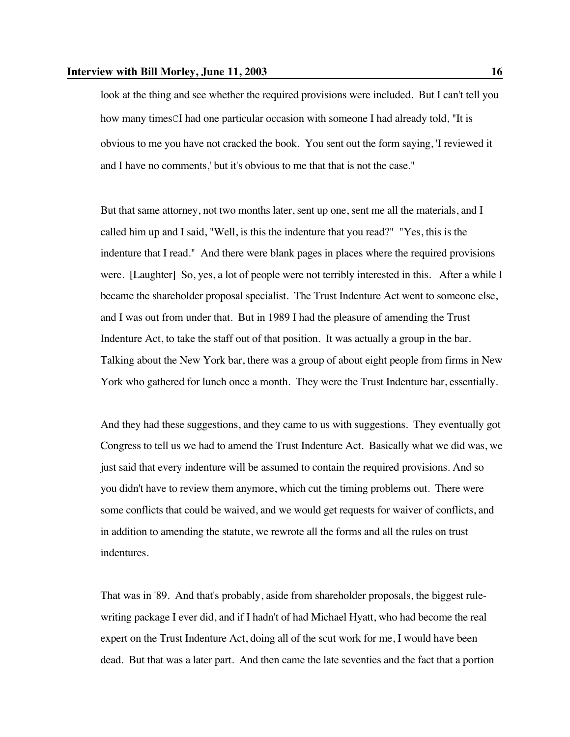look at the thing and see whether the required provisions were included. But I can't tell you how many timesCI had one particular occasion with someone I had already told, "It is obvious to me you have not cracked the book. You sent out the form saying, 'I reviewed it and I have no comments,' but it's obvious to me that that is not the case."

But that same attorney, not two months later, sent up one, sent me all the materials, and I called him up and I said, "Well, is this the indenture that you read?" "Yes, this is the indenture that I read." And there were blank pages in places where the required provisions were. [Laughter] So, yes, a lot of people were not terribly interested in this. After a while I became the shareholder proposal specialist. The Trust Indenture Act went to someone else, and I was out from under that. But in 1989 I had the pleasure of amending the Trust Indenture Act, to take the staff out of that position. It was actually a group in the bar. Talking about the New York bar, there was a group of about eight people from firms in New York who gathered for lunch once a month. They were the Trust Indenture bar, essentially.

And they had these suggestions, and they came to us with suggestions. They eventually got Congress to tell us we had to amend the Trust Indenture Act. Basically what we did was, we just said that every indenture will be assumed to contain the required provisions. And so you didn't have to review them anymore, which cut the timing problems out. There were some conflicts that could be waived, and we would get requests for waiver of conflicts, and in addition to amending the statute, we rewrote all the forms and all the rules on trust indentures.

That was in '89. And that's probably, aside from shareholder proposals, the biggest rule-writing package I ever did, and if I hadn't of had Michael Hyatt, who had become the real expert on the Trust Indenture Act, doing all of the scut work for me, I would have been dead. But that was a later part. And then came the late seventies and the fact that a portion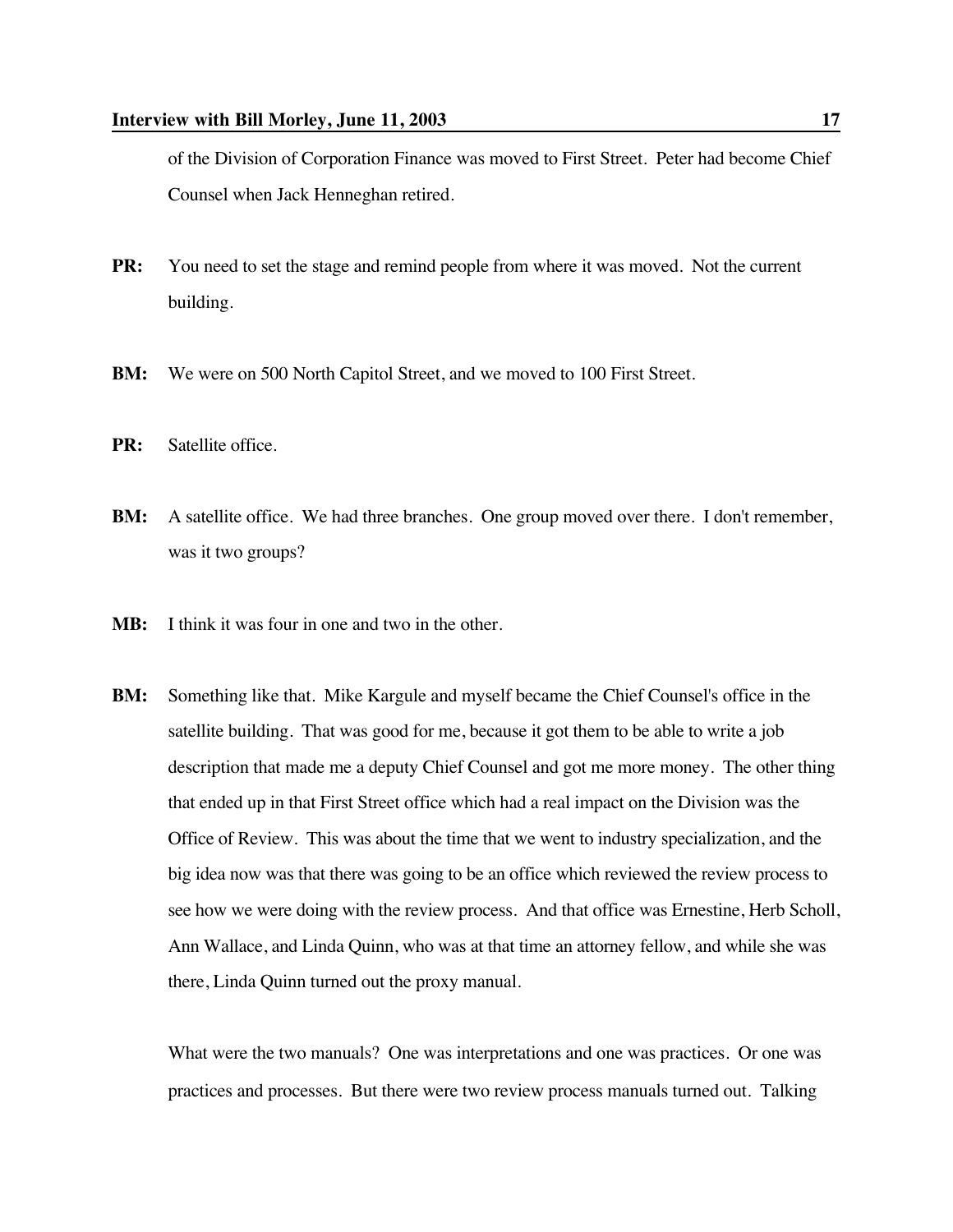of the Division of Corporation Finance was moved to First Street. Peter had become Chief Counsel when Jack Henneghan retired.

**PR:** You need to set the stage and remind people from where it was moved. Not the current building.

**BM:** We were on 500 North Capitol Street, and we moved to 100 First Street.

**PR:** Satellite office.

**BM:** A satellite office. We had three branches. One group moved over there. I don't remember, was it two groups?

**MB:** I think it was four in one and two in the other.

**BM:** Something like that. Mike Kargule and myself became the Chief Counsel's office in the satellite building. That was good for me, because it got them to be able to write a job description that made me a deputy Chief Counsel and got me more money. The other thing that ended up in that First Street office which had a real impact on the Division was the Office of Review. This was about the time that we went to industry specialization, and the big idea now was that there was going to be an office which reviewed the review process to see how we were doing with the review process. And that office was Ernestine, Herb Scholl, Ann Wallace, and Linda Quinn, who was at that time an attorney fellow, and while she was there, Linda Quinn turned out the proxy manual.

What were the two manuals? One was interpretations and one was practices. Or one was practices and processes. But there were two review process manuals turned out. Talking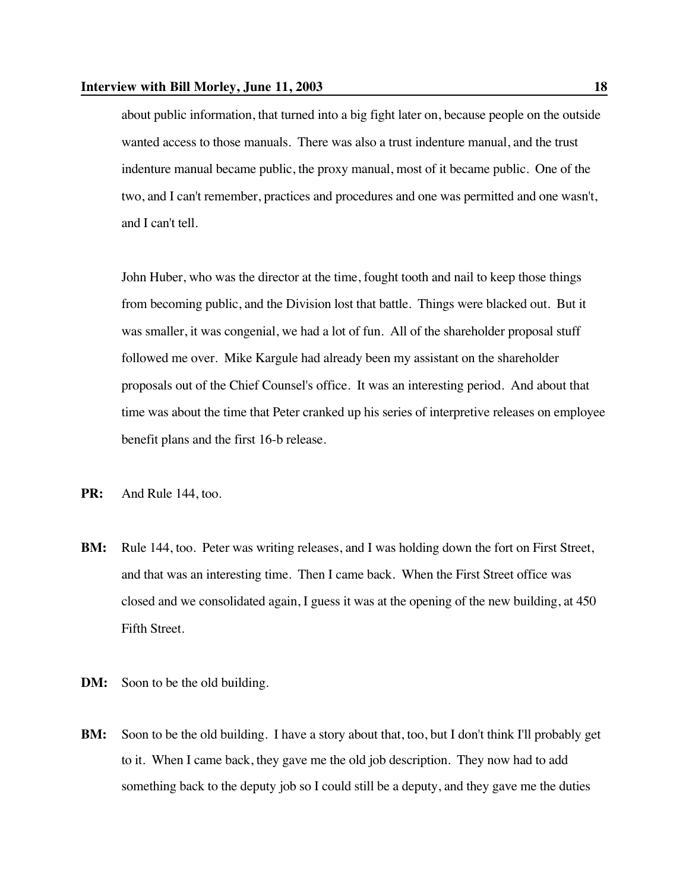about public information, that turned into a big fight later on, because people on the outside wanted access to those manuals. There was also a trust indenture manual, and the trust indenture manual became public, the proxy manual, most of it became public. One of the two, and I can't remember, practices and procedures and one was permitted and one wasn't, and I can't tell.

John Huber, who was the director at the time, fought tooth and nail to keep those things from becoming public, and the Division lost that battle. Things were blacked out. But it was smaller, it was congenial, we had a lot of fun. All of the shareholder proposal stuff followed me over. Mike Kargule had already been my assistant on the shareholder proposals out of the Chief Counsel's office. It was an interesting period. And about that time was about the time that Peter cranked up his series of interpretive releases on employee benefit plans and the first 16-b release.

**PR:** And Rule 144, too.

**BM:** Rule 144, too. Peter was writing releases, and I was holding down the fort on First Street, and that was an interesting time. Then I came back. When the First Street office was closed and we consolidated again, I guess it was at the opening of the new building, at 450 Fifth Street.

**DM:** Soon to be the old building.

**BM:** Soon to be the old building. I have a story about that, too, but I don't think I'll probably get to it. When I came back, they gave me the old job description. They now had to add something back to the deputy job so I could still be a deputy, and they gave me the duties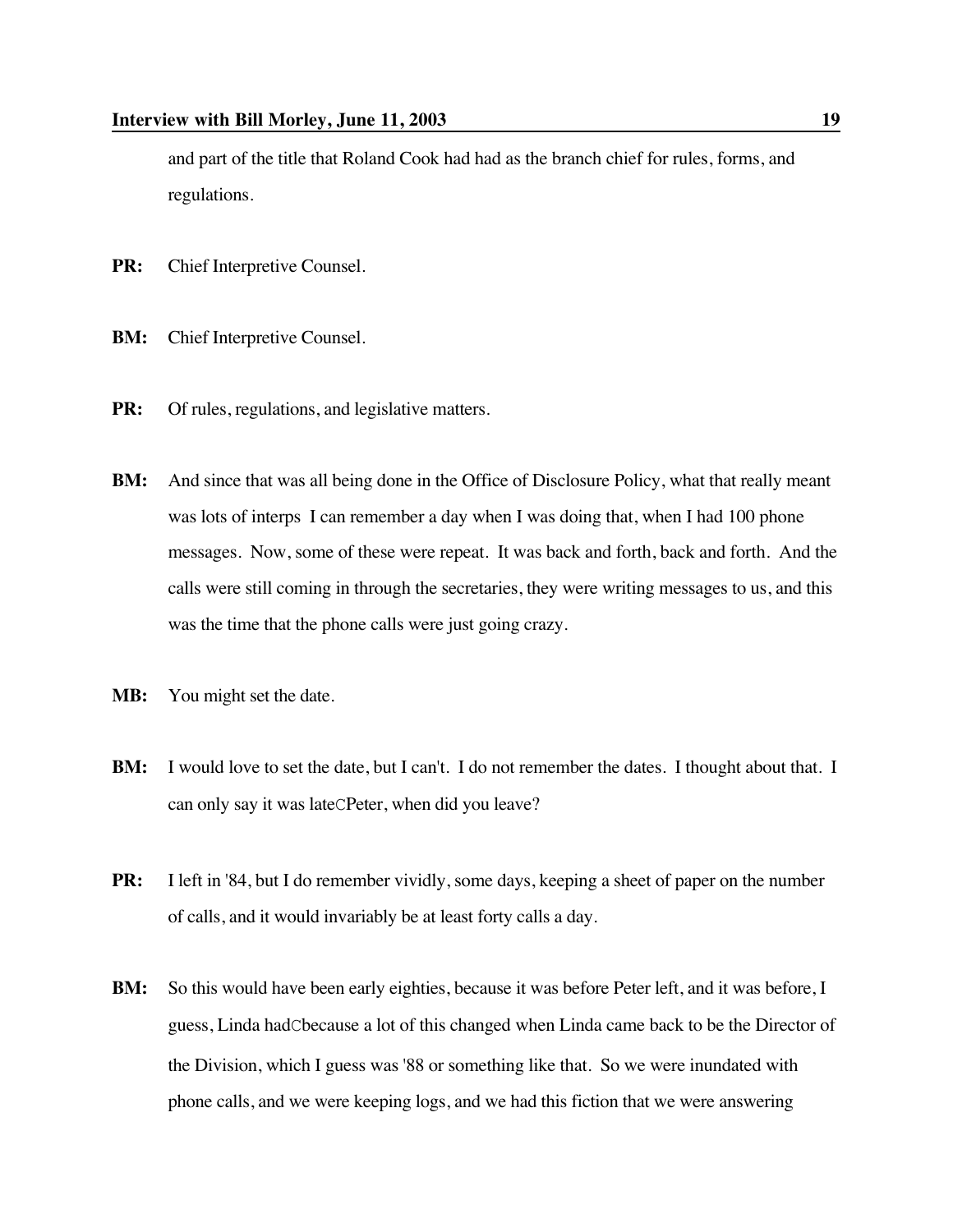and part of the title that Roland Cook had had as the branch chief for rules, forms, and regulations.

**PR:** Chief Interpretive Counsel.

**BM:** Chief Interpretive Counsel.

**PR:** Of rules, regulations, and legislative matters.

**BM:** And since that was all being done in the Office of Disclosure Policy, what that really meant was lots of interps I can remember a day when I was doing that, when I had 100 phone messages. Now, some of these were repeat. It was back and forth, back and forth. And the calls were still coming in through the secretaries, they were writing messages to us, and this was the time that the phone calls were just going crazy.

**MB:** You might set the date.

**BM:** I would love to set the date, but I can't. I do not remember the dates. I thought about that. I can only say it was lateCPeter, when did you leave?

**PR:** I left in '84, but I do remember vividly, some days, keeping a sheet of paper on the number of calls, and it would invariably be at least forty calls a day.

**BM:** So this would have been early eighties, because it was before Peter left, and it was before, I guess, Linda hadCbecause a lot of this changed when Linda came back to be the Director of the Division, which I guess was '88 or something like that. So we were inundated with phone calls, and we were keeping logs, and we had this fiction that we were answering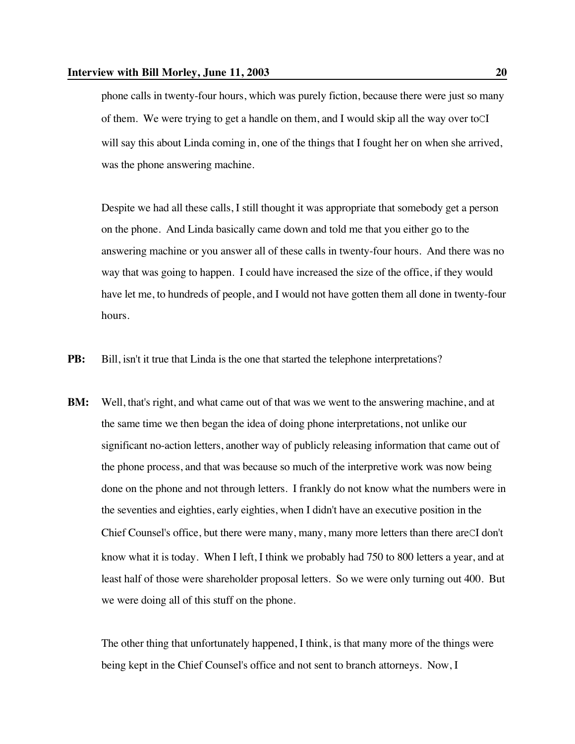phone calls in twenty-four hours, which was purely fiction, because there were just so many of them. We were trying to get a handle on them, and I would skip all the way over toCI will say this about Linda coming in, one of the things that I fought her on when she arrived, was the phone answering machine.

Despite we had all these calls, I still thought it was appropriate that somebody get a person on the phone. And Linda basically came down and told me that you either go to the answering machine or you answer all of these calls in twenty-four hours. And there was no way that was going to happen. I could have increased the size of the office, if they would have let me, to hundreds of people, and I would not have gotten them all done in twenty-four hours.

**PB:** Bill, isn't it true that Linda is the one that started the telephone interpretations?

**BM:** Well, that's right, and what came out of that was we went to the answering machine, and at the same time we then began the idea of doing phone interpretations, not unlike our significant no-action letters, another way of publicly releasing information that came out of the phone process, and that was because so much of the interpretive work was now being done on the phone and not through letters. I frankly do not know what the numbers were in the seventies and eighties, early eighties, when I didn't have an executive position in the Chief Counsel's office, but there were many, many, many more letters than there areCI don't know what it is today. When I left, I think we probably had 750 to 800 letters a year, and at least half of those were shareholder proposal letters. So we were only turning out 400. But we were doing all of this stuff on the phone.

The other thing that unfortunately happened, I think, is that many more of the things were being kept in the Chief Counsel's office and not sent to branch attorneys. Now, I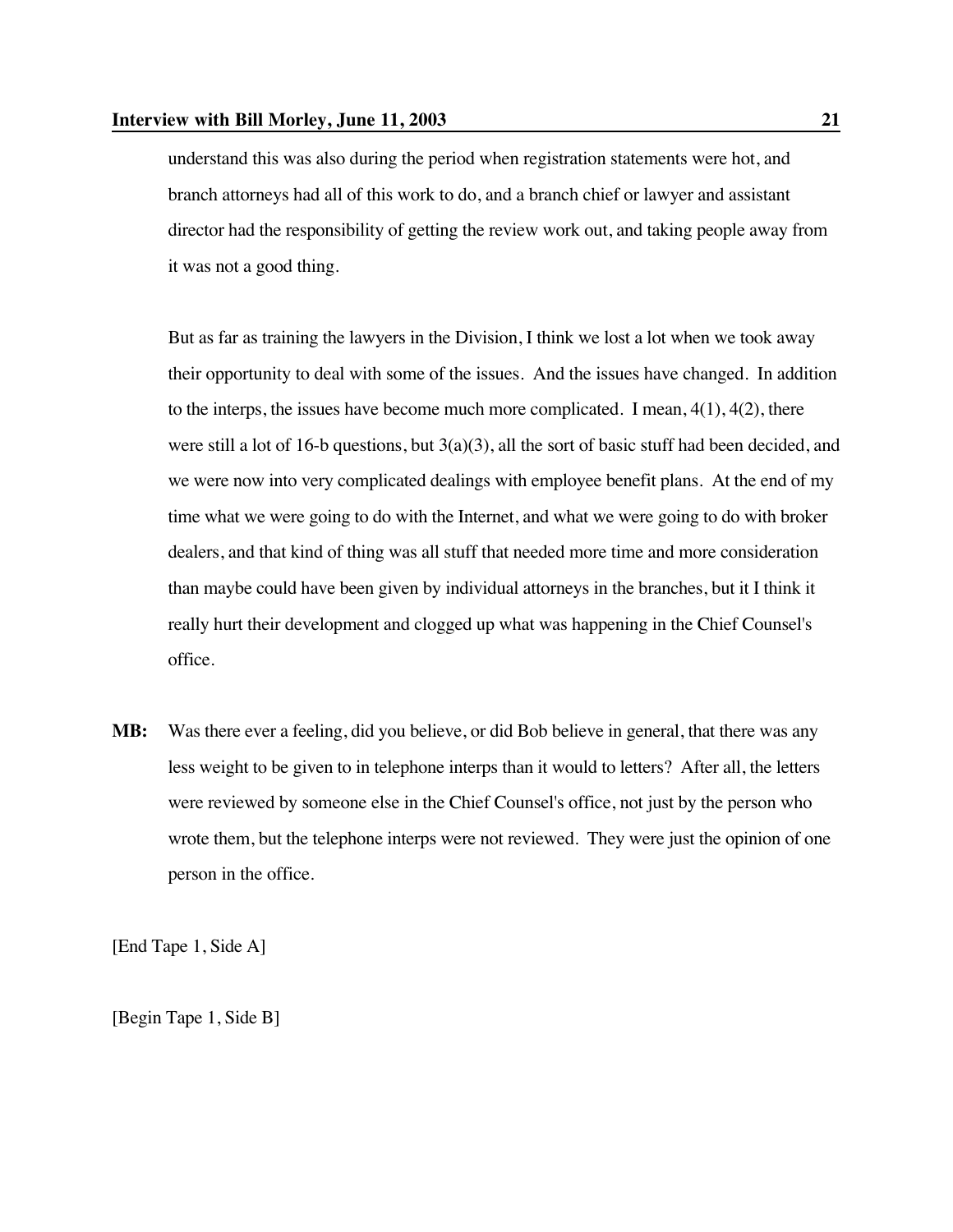understand this was also during the period when registration statements were hot, and branch attorneys had all of this work to do, and a branch chief or lawyer and assistant director had the responsibility of getting the review work out, and taking people away from it was not a good thing.

But as far as training the lawyers in the Division, I think we lost a lot when we took away their opportunity to deal with some of the issues. And the issues have changed. In addition to the interps, the issues have become much more complicated. I mean, 4(1), 4(2), there were still a lot of 16-b questions, but 3(a)(3), all the sort of basic stuff had been decided, and we were now into very complicated dealings with employee benefit plans. At the end of my time what we were going to do with the Internet, and what we were going to do with broker dealers, and that kind of thing was all stuff that needed more time and more consideration than maybe could have been given by individual attorneys in the branches, but it I think it really hurt their development and clogged up what was happening in the Chief Counsel's office.

**MB:** Was there ever a feeling, did you believe, or did Bob believe in general, that there was any less weight to be given to in telephone interps than it would to letters? After all, the letters were reviewed by someone else in the Chief Counsel's office, not just by the person who wrote them, but the telephone interps were not reviewed. They were just the opinion of one person in the office.

[End Tape 1, Side A]

[Begin Tape 1, Side B]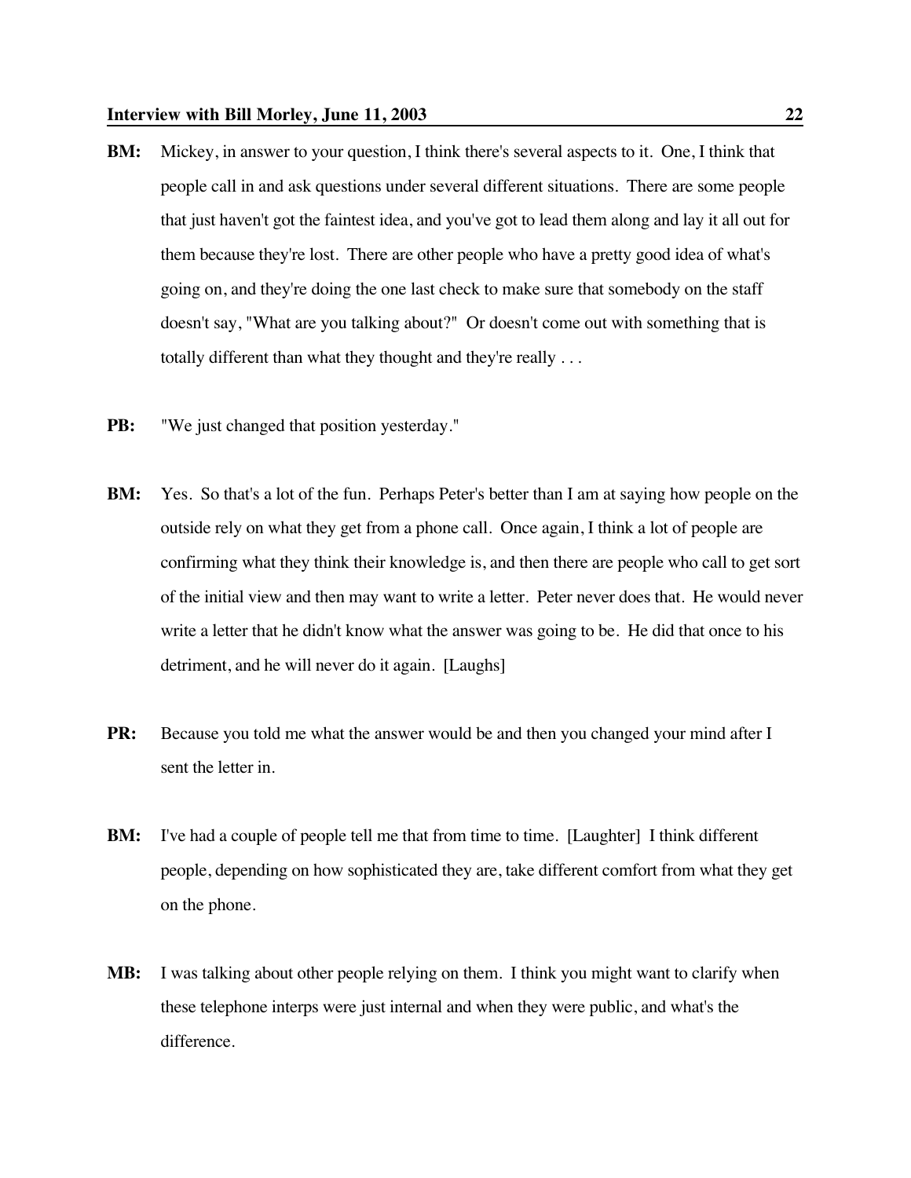**BM:** Mickey, in answer to your question, I think there's several aspects to it. One, I think that people call in and ask questions under several different situations. There are some people that just haven't got the faintest idea, and you've got to lead them along and lay it all out for them because they're lost. There are other people who have a pretty good idea of what's going on, and they're doing the one last check to make sure that somebody on the staff doesn't say, "What are you talking about?" Or doesn't come out with something that is totally different than what they thought and they're really . . .

**PB:** "We just changed that position yesterday."

**BM:** Yes. So that's a lot of the fun. Perhaps Peter's better than I am at saying how people on the outside rely on what they get from a phone call. Once again, I think a lot of people are confirming what they think their knowledge is, and then there are people who call to get sort of the initial view and then may want to write a letter. Peter never does that. He would never write a letter that he didn't know what the answer was going to be. He did that once to his detriment, and he will never do it again. [Laughs]

**PR:** Because you told me what the answer would be and then you changed your mind after I sent the letter in.

**BM:** I've had a couple of people tell me that from time to time. [Laughter] I think different people, depending on how sophisticated they are, take different comfort from what they get on the phone.

**MB:** I was talking about other people relying on them. I think you might want to clarify when these telephone interps were just internal and when they were public, and what's the difference.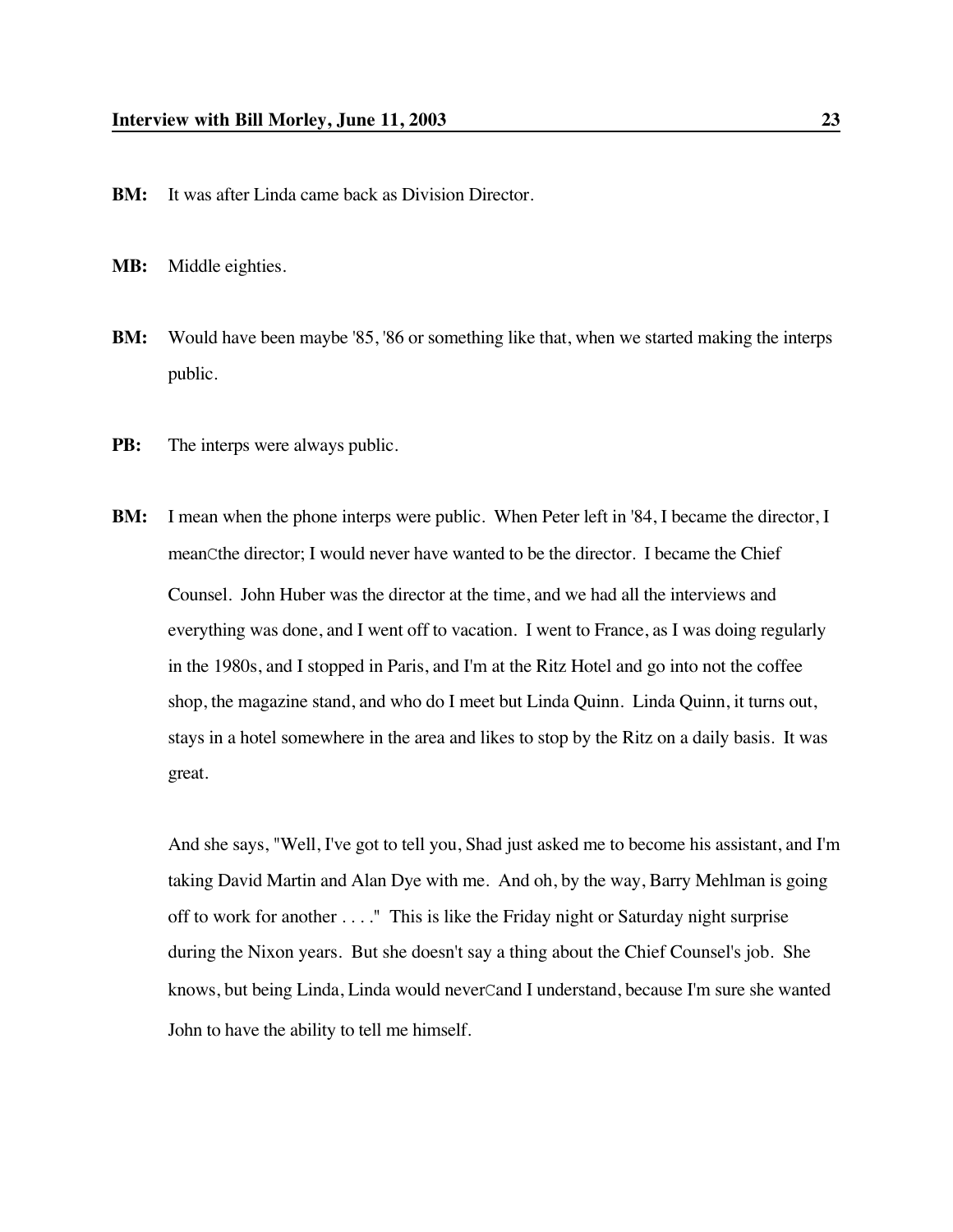**BM:** It was after Linda came back as Division Director.

**MB:** Middle eighties.

**BM:** Would have been maybe '85, '86 or something like that, when we started making the interps public.

**PB:** The interps were always public.

**BM:** I mean when the phone interps were public. When Peter left in '84, I became the director, I meanCthe director; I would never have wanted to be the director. I became the Chief Counsel. John Huber was the director at the time, and we had all the interviews and everything was done, and I went off to vacation. I went to France, as I was doing regularly in the 1980s, and I stopped in Paris, and I'm at the Ritz Hotel and go into not the coffee shop, the magazine stand, and who do I meet but Linda Quinn. Linda Quinn, it turns out, stays in a hotel somewhere in the area and likes to stop by the Ritz on a daily basis. It was great.

And she says, "Well, I've got to tell you, Shad just asked me to become his assistant, and I'm taking David Martin and Alan Dye with me. And oh, by the way, Barry Mehlman is going off to work for another . . . ." This is like the Friday night or Saturday night surprise during the Nixon years. But she doesn't say a thing about the Chief Counsel's job. She knows, but being Linda, Linda would neverCand I understand, because I'm sure she wanted John to have the ability to tell me himself.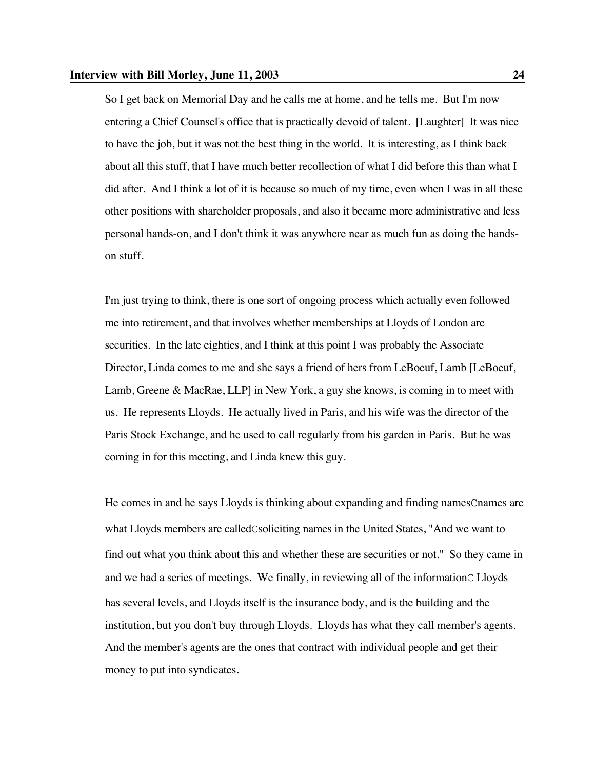So I get back on Memorial Day and he calls me at home, and he tells me. But I'm now entering a Chief Counsel's office that is practically devoid of talent. [Laughter] It was nice to have the job, but it was not the best thing in the world. It is interesting, as I think back about all this stuff, that I have much better recollection of what I did before this than what I did after. And I think a lot of it is because so much of my time, even when I was in all these other positions with shareholder proposals, and also it became more administrative and less personal hands-on, and I don't think it was anywhere near as much fun as doing the hands-on stuff.

I'm just trying to think, there is one sort of ongoing process which actually even followed me into retirement, and that involves whether memberships at Lloyds of London are securities. In the late eighties, and I think at this point I was probably the Associate Director, Linda comes to me and she says a friend of hers from LeBoeuf, Lamb [LeBoeuf, Lamb, Greene & MacRae, LLP] in New York, a guy she knows, is coming in to meet with us. He represents Lloyds. He actually lived in Paris, and his wife was the director of the Paris Stock Exchange, and he used to call regularly from his garden in Paris. But he was coming in for this meeting, and Linda knew this guy.

He comes in and he says Lloyds is thinking about expanding and finding namesCnames are what Lloyds members are calledCsoliciting names in the United States, "And we want to find out what you think about this and whether these are securities or not." So they came in and we had a series of meetings. We finally, in reviewing all of the informationC Lloyds has several levels, and Lloyds itself is the insurance body, and is the building and the institution, but you don't buy through Lloyds. Lloyds has what they call member's agents. And the member's agents are the ones that contract with individual people and get their money to put into syndicates.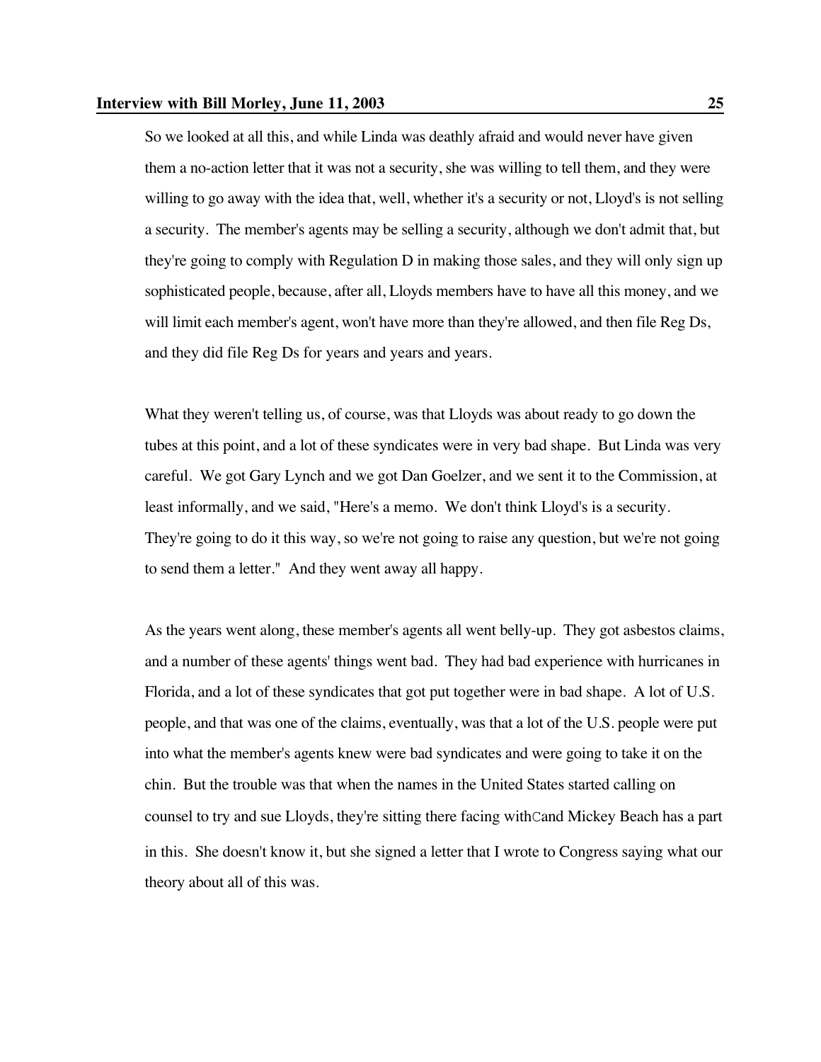So we looked at all this, and while Linda was deathly afraid and would never have given them a no-action letter that it was not a security, she was willing to tell them, and they were willing to go away with the idea that, well, whether it's a security or not, Lloyd's is not selling a security. The member's agents may be selling a security, although we don't admit that, but they're going to comply with Regulation D in making those sales, and they will only sign up sophisticated people, because, after all, Lloyds members have to have all this money, and we will limit each member's agent, won't have more than they're allowed, and then file Reg Ds, and they did file Reg Ds for years and years and years.

What they weren't telling us, of course, was that Lloyds was about ready to go down the tubes at this point, and a lot of these syndicates were in very bad shape. But Linda was very careful. We got Gary Lynch and we got Dan Goelzer, and we sent it to the Commission, at least informally, and we said, "Here's a memo. We don't think Lloyd's is a security. They're going to do it this way, so we're not going to raise any question, but we're not going to send them a letter." And they went away all happy.

As the years went along, these member's agents all went belly-up. They got asbestos claims, and a number of these agents' things went bad. They had bad experience with hurricanes in Florida, and a lot of these syndicates that got put together were in bad shape. A lot of U.S. people, and that was one of the claims, eventually, was that a lot of the U.S. people were put into what the member's agents knew were bad syndicates and were going to take it on the chin. But the trouble was that when the names in the United States started calling on counsel to try and sue Lloyds, they're sitting there facing withCand Mickey Beach has a part in this. She doesn't know it, but she signed a letter that I wrote to Congress saying what our theory about all of this was.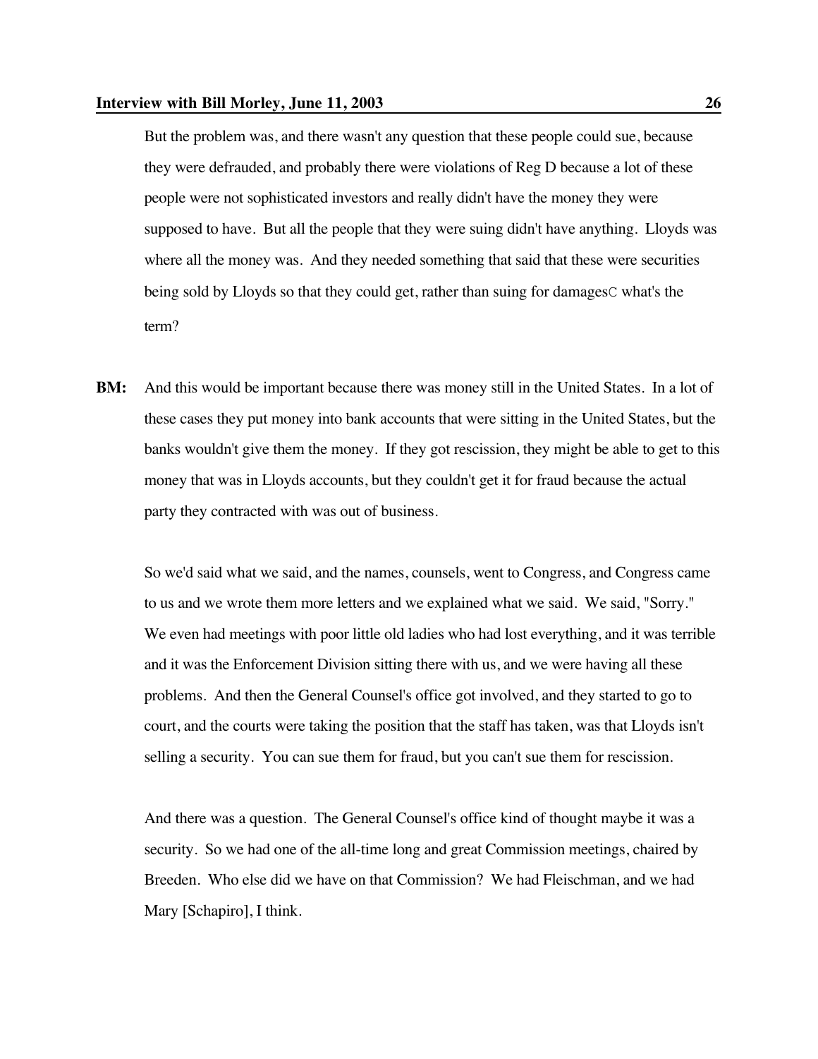But the problem was, and there wasn't any question that these people could sue, because they were defrauded, and probably there were violations of Reg D because a lot of these people were not sophisticated investors and really didn't have the money they were supposed to have. But all the people that they were suing didn't have anything. Lloyds was where all the money was. And they needed something that said that these were securities being sold by Lloyds so that they could get, rather than suing for damagesC what's the term?

**BM:** And this would be important because there was money still in the United States. In a lot of these cases they put money into bank accounts that were sitting in the United States, but the banks wouldn't give them the money. If they got rescission, they might be able to get to this money that was in Lloyds accounts, but they couldn't get it for fraud because the actual party they contracted with was out of business.

So we'd said what we said, and the names, counsels, went to Congress, and Congress came to us and we wrote them more letters and we explained what we said. We said, "Sorry." We even had meetings with poor little old ladies who had lost everything, and it was terrible and it was the Enforcement Division sitting there with us, and we were having all these problems. And then the General Counsel's office got involved, and they started to go to court, and the courts were taking the position that the staff has taken, was that Lloyds isn't selling a security. You can sue them for fraud, but you can't sue them for rescission.

And there was a question. The General Counsel's office kind of thought maybe it was a security. So we had one of the all-time long and great Commission meetings, chaired by Breeden. Who else did we have on that Commission? We had Fleischman, and we had Mary [Schapiro], I think.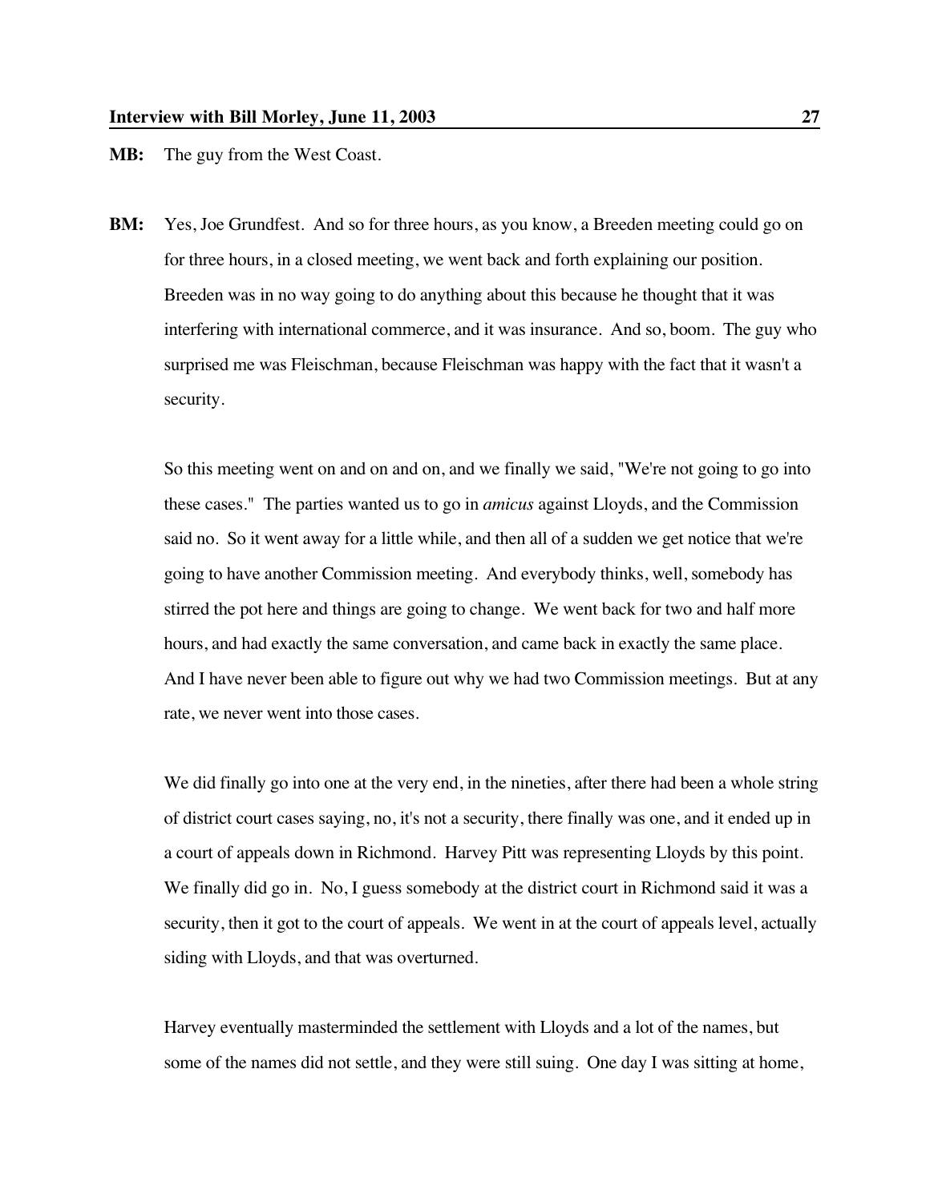**MB:** The guy from the West Coast.

**BM:** Yes, Joe Grundfest. And so for three hours, as you know, a Breeden meeting could go on for three hours, in a closed meeting, we went back and forth explaining our position. Breeden was in no way going to do anything about this because he thought that it was interfering with international commerce, and it was insurance. And so, boom. The guy who surprised me was Fleischman, because Fleischman was happy with the fact that it wasn't a security.

So this meeting went on and on and on, and we finally we said, "We're not going to go into these cases." The parties wanted us to go in *amicus* against Lloyds, and the Commission said no. So it went away for a little while, and then all of a sudden we get notice that we're going to have another Commission meeting. And everybody thinks, well, somebody has stirred the pot here and things are going to change. We went back for two and half more hours, and had exactly the same conversation, and came back in exactly the same place. And I have never been able to figure out why we had two Commission meetings. But at any rate, we never went into those cases.

We did finally go into one at the very end, in the nineties, after there had been a whole string of district court cases saying, no, it's not a security, there finally was one, and it ended up in a court of appeals down in Richmond. Harvey Pitt was representing Lloyds by this point. We finally did go in. No, I guess somebody at the district court in Richmond said it was a security, then it got to the court of appeals. We went in at the court of appeals level, actually siding with Lloyds, and that was overturned.

Harvey eventually masterminded the settlement with Lloyds and a lot of the names, but some of the names did not settle, and they were still suing. One day I was sitting at home,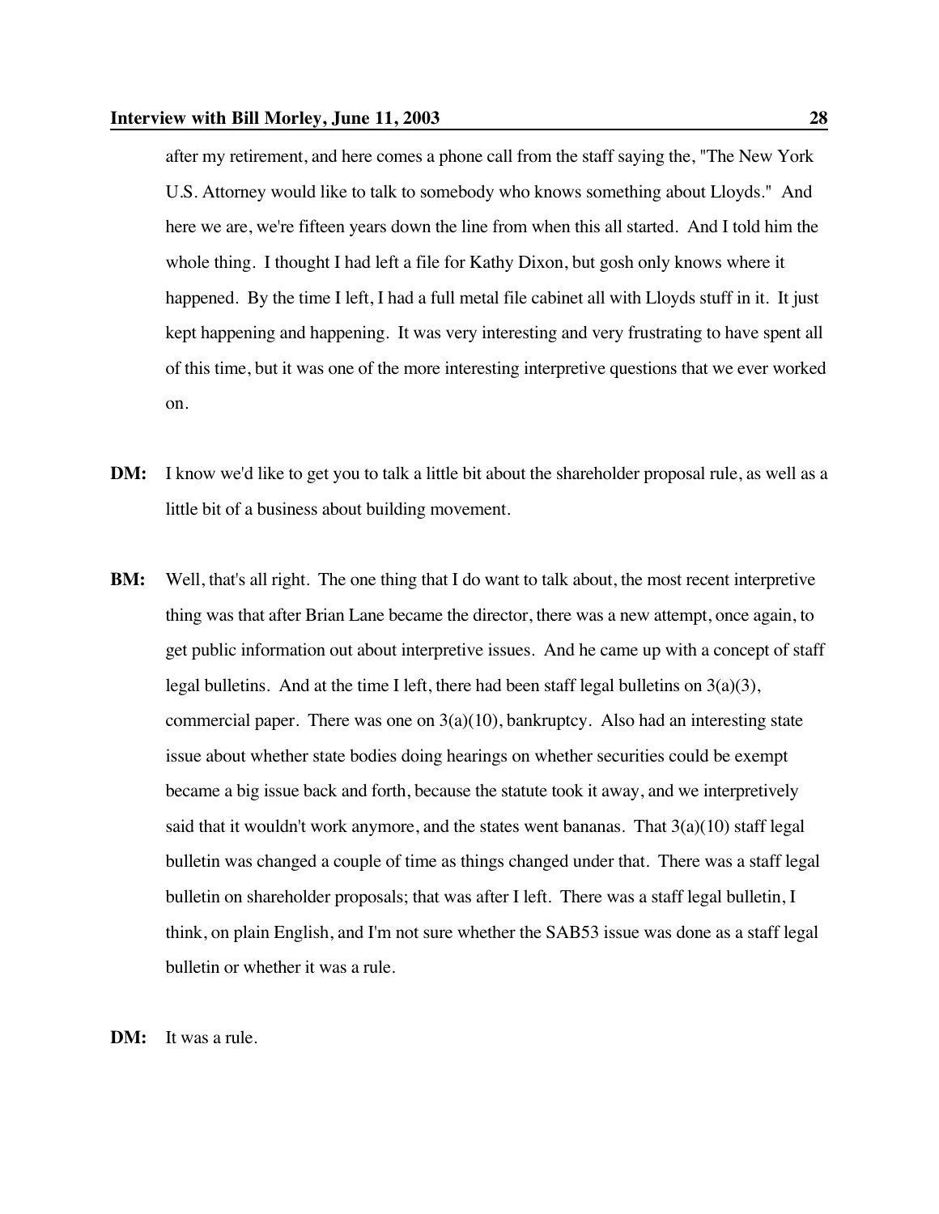after my retirement, and here comes a phone call from the staff saying the, "The New York U.S. Attorney would like to talk to somebody who knows something about Lloyds." And here we are, we're fifteen years down the line from when this all started. And I told him the whole thing. I thought I had left a file for Kathy Dixon, but gosh only knows where it happened. By the time I left, I had a full metal file cabinet all with Lloyds stuff in it. It just kept happening and happening. It was very interesting and very frustrating to have spent all of this time, but it was one of the more interesting interpretive questions that we ever worked on.

**DM:** I know we'd like to get you to talk a little bit about the shareholder proposal rule, as well as a little bit of a business about building movement.

**BM:** Well, that's all right. The one thing that I do want to talk about, the most recent interpretive thing was that after Brian Lane became the director, there was a new attempt, once again, to get public information out about interpretive issues. And he came up with a concept of staff legal bulletins. And at the time I left, there had been staff legal bulletins on 3(a)(3), commercial paper. There was one on 3(a)(10), bankruptcy. Also had an interesting state issue about whether state bodies doing hearings on whether securities could be exempt became a big issue back and forth, because the statute took it away, and we interpretively said that it wouldn't work anymore, and the states went bananas. That 3(a)(10) staff legal bulletin was changed a couple of time as things changed under that. There was a staff legal bulletin on shareholder proposals; that was after I left. There was a staff legal bulletin, I think, on plain English, and I'm not sure whether the SAB53 issue was done as a staff legal bulletin or whether it was a rule.

**DM:** It was a rule.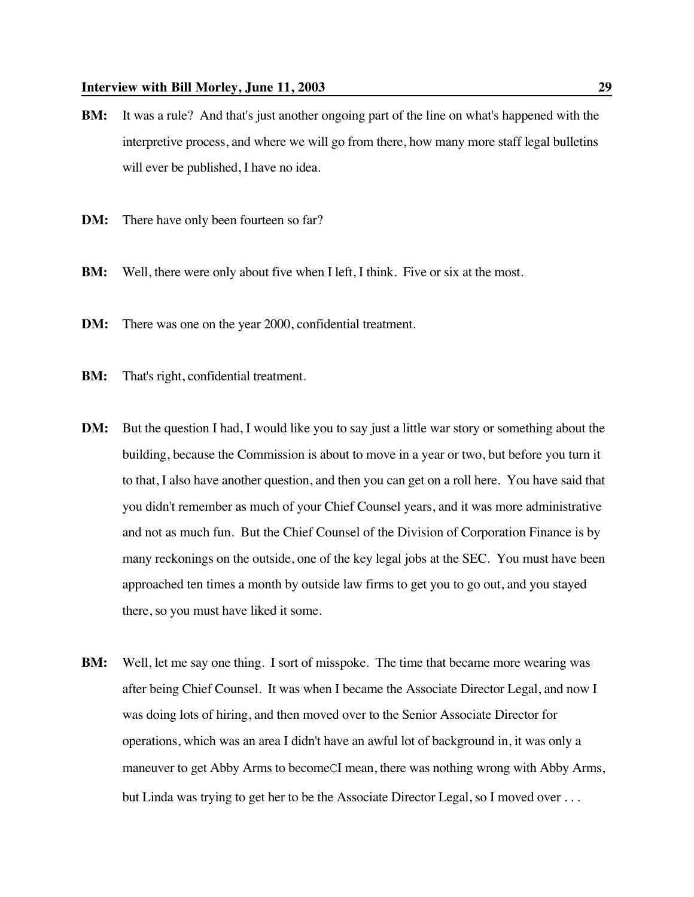**BM:** It was a rule? And that's just another ongoing part of the line on what's happened with the interpretive process, and where we will go from there, how many more staff legal bulletins will ever be published, I have no idea.

**DM:** There have only been fourteen so far?

**BM:** Well, there were only about five when I left, I think. Five or six at the most.

**DM:** There was one on the year 2000, confidential treatment.

**BM:** That's right, confidential treatment.

**DM:** But the question I had, I would like you to say just a little war story or something about the building, because the Commission is about to move in a year or two, but before you turn it to that, I also have another question, and then you can get on a roll here. You have said that you didn't remember as much of your Chief Counsel years, and it was more administrative and not as much fun. But the Chief Counsel of the Division of Corporation Finance is by many reckonings on the outside, one of the key legal jobs at the SEC. You must have been approached ten times a month by outside law firms to get you to go out, and you stayed there, so you must have liked it some.

**BM:** Well, let me say one thing. I sort of misspoke. The time that became more wearing was after being Chief Counsel. It was when I became the Associate Director Legal, and now I was doing lots of hiring, and then moved over to the Senior Associate Director for operations, which was an area I didn't have an awful lot of background in, it was only a maneuver to get Abby Arms to becomeCI mean, there was nothing wrong with Abby Arms, but Linda was trying to get her to be the Associate Director Legal, so I moved over . . .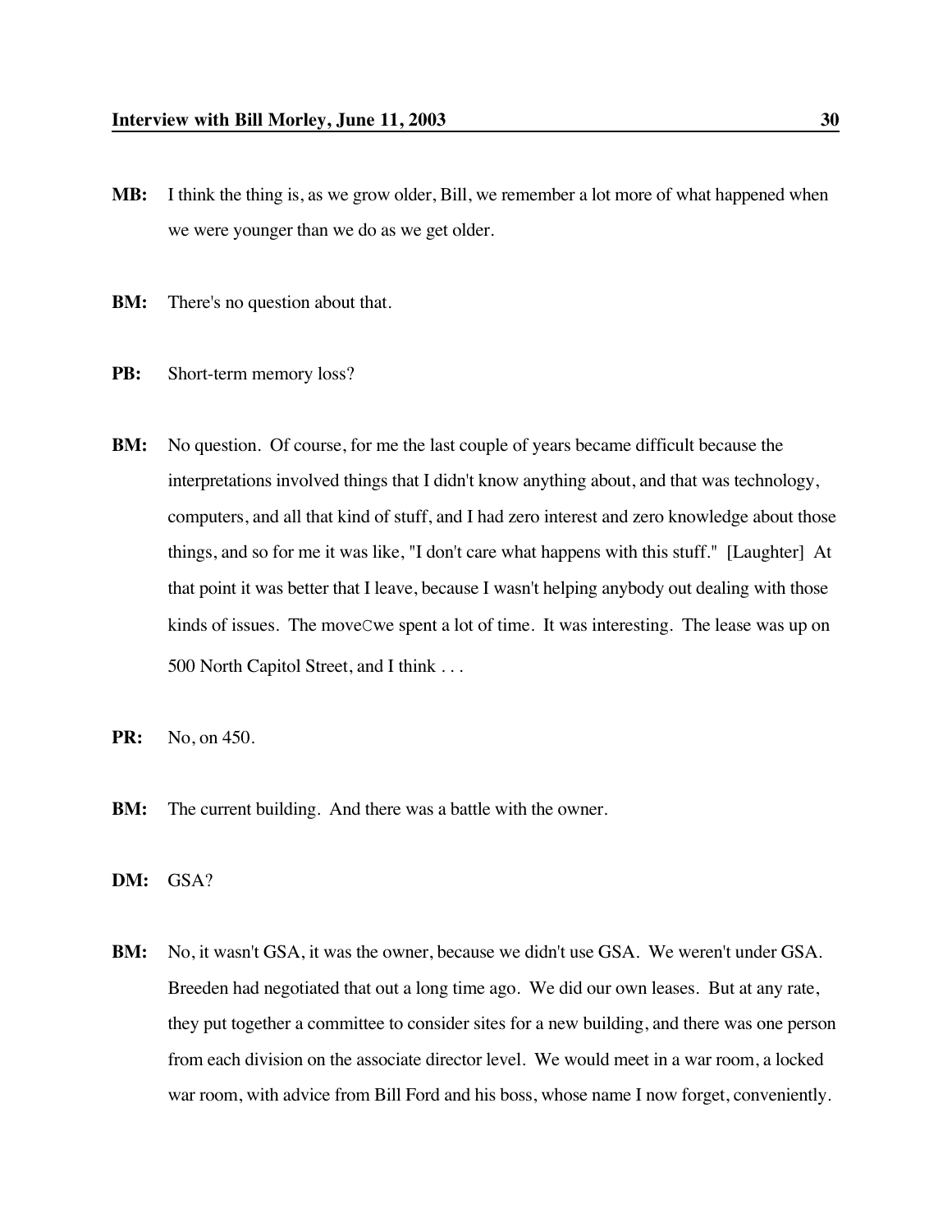**MB:** I think the thing is, as we grow older, Bill, we remember a lot more of what happened when we were younger than we do as we get older.

**BM:** There's no question about that.

**PB:** Short-term memory loss?

**BM:** No question. Of course, for me the last couple of years became difficult because the interpretations involved things that I didn't know anything about, and that was technology, computers, and all that kind of stuff, and I had zero interest and zero knowledge about those things, and so for me it was like, "I don't care what happens with this stuff." [Laughter] At that point it was better that I leave, because I wasn't helping anybody out dealing with those kinds of issues. The moveCwe spent a lot of time. It was interesting. The lease was up on 500 North Capitol Street, and I think . . .

**PR:** No, on 450.

**BM:** The current building. And there was a battle with the owner.

**DM:** GSA?

**BM:** No, it wasn't GSA, it was the owner, because we didn't use GSA. We weren't under GSA. Breeden had negotiated that out a long time ago. We did our own leases. But at any rate, they put together a committee to consider sites for a new building, and there was one person from each division on the associate director level. We would meet in a war room, a locked war room, with advice from Bill Ford and his boss, whose name I now forget, conveniently.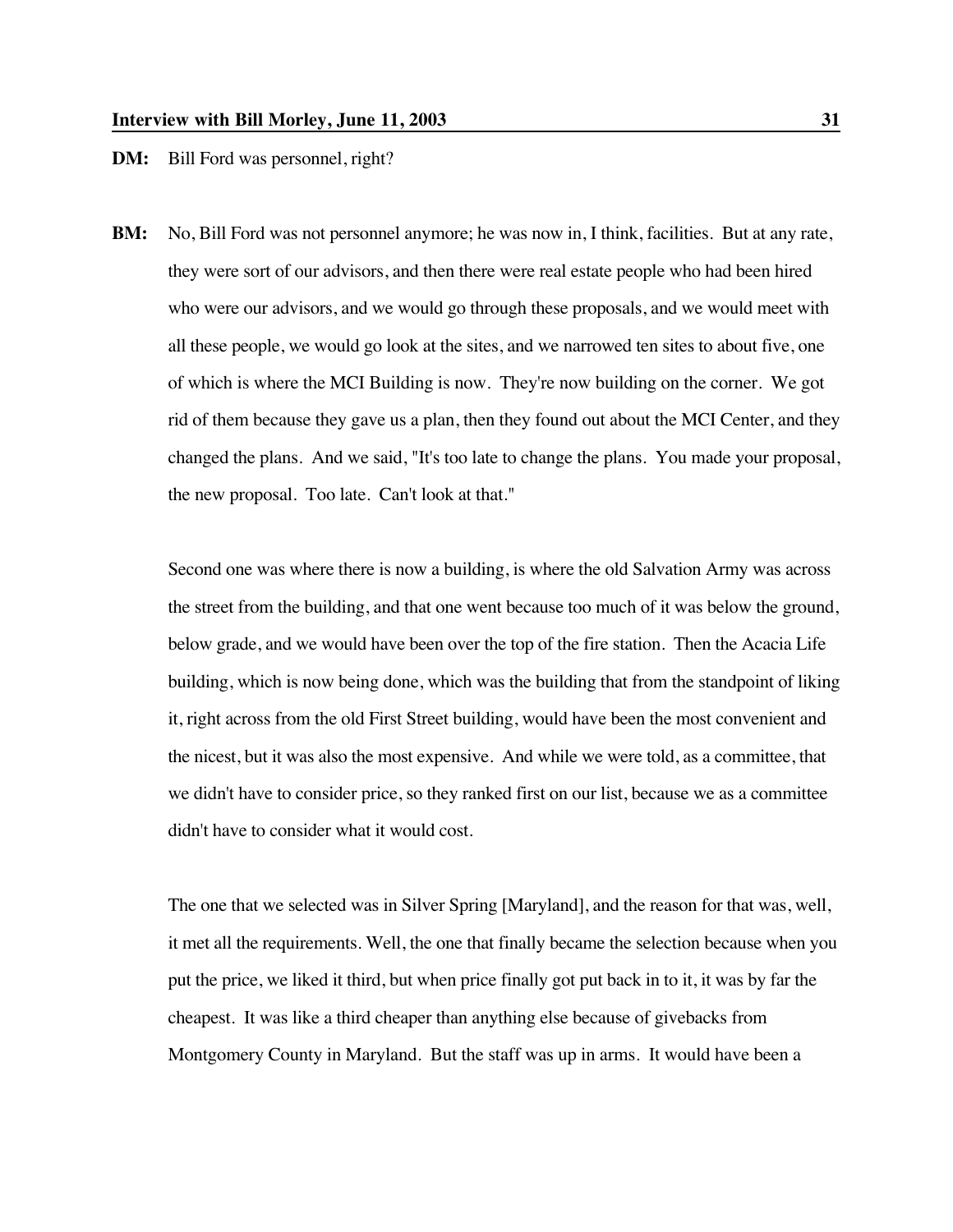**DM:** Bill Ford was personnel, right?

**BM:** No, Bill Ford was not personnel anymore; he was now in, I think, facilities. But at any rate, they were sort of our advisors, and then there were real estate people who had been hired who were our advisors, and we would go through these proposals, and we would meet with all these people, we would go look at the sites, and we narrowed ten sites to about five, one of which is where the MCI Building is now. They're now building on the corner. We got rid of them because they gave us a plan, then they found out about the MCI Center, and they changed the plans. And we said, "It's too late to change the plans. You made your proposal, the new proposal. Too late. Can't look at that."

Second one was where there is now a building, is where the old Salvation Army was across the street from the building, and that one went because too much of it was below the ground, below grade, and we would have been over the top of the fire station. Then the Acacia Life building, which is now being done, which was the building that from the standpoint of liking it, right across from the old First Street building, would have been the most convenient and the nicest, but it was also the most expensive. And while we were told, as a committee, that we didn't have to consider price, so they ranked first on our list, because we as a committee didn't have to consider what it would cost.

The one that we selected was in Silver Spring [Maryland], and the reason for that was, well, it met all the requirements. Well, the one that finally became the selection because when you put the price, we liked it third, but when price finally got put back in to it, it was by far the cheapest. It was like a third cheaper than anything else because of givebacks from Montgomery County in Maryland. But the staff was up in arms. It would have been a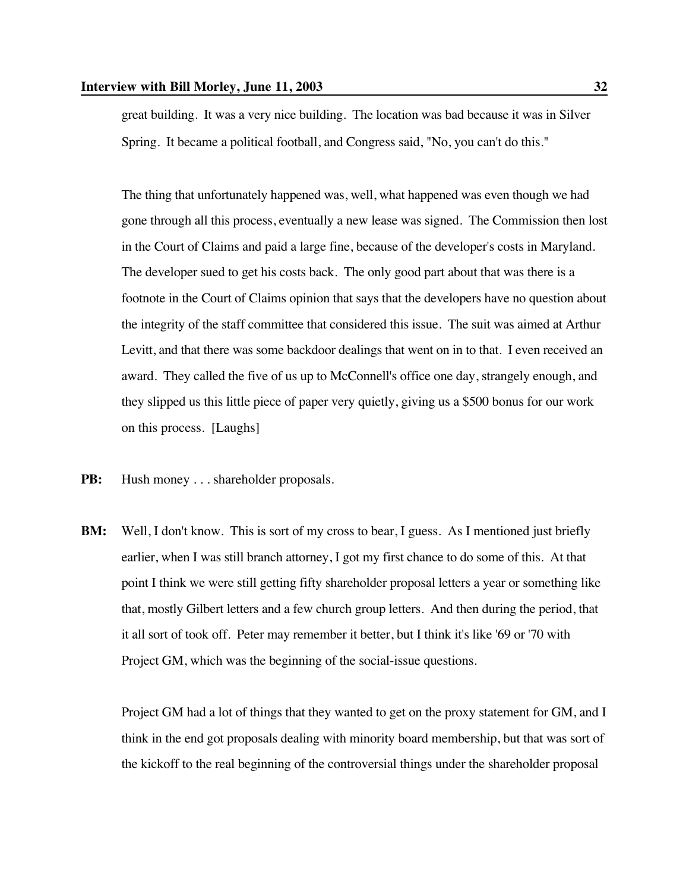great building. It was a very nice building. The location was bad because it was in Silver Spring. It became a political football, and Congress said, "No, you can't do this."

The thing that unfortunately happened was, well, what happened was even though we had gone through all this process, eventually a new lease was signed. The Commission then lost in the Court of Claims and paid a large fine, because of the developer's costs in Maryland. The developer sued to get his costs back. The only good part about that was there is a footnote in the Court of Claims opinion that says that the developers have no question about the integrity of the staff committee that considered this issue. The suit was aimed at Arthur Levitt, and that there was some backdoor dealings that went on in to that. I even received an award. They called the five of us up to McConnell's office one day, strangely enough, and they slipped us this little piece of paper very quietly, giving us a $500 bonus for our work on this process. [Laughs]

**PB:** Hush money . . . shareholder proposals.

**BM:** Well, I don't know. This is sort of my cross to bear, I guess. As I mentioned just briefly earlier, when I was still branch attorney, I got my first chance to do some of this. At that point I think we were still getting fifty shareholder proposal letters a year or something like that, mostly Gilbert letters and a few church group letters. And then during the period, that it all sort of took off. Peter may remember it better, but I think it's like '69 or '70 with Project GM, which was the beginning of the social-issue questions.

Project GM had a lot of things that they wanted to get on the proxy statement for GM, and I think in the end got proposals dealing with minority board membership, but that was sort of the kickoff to the real beginning of the controversial things under the shareholder proposal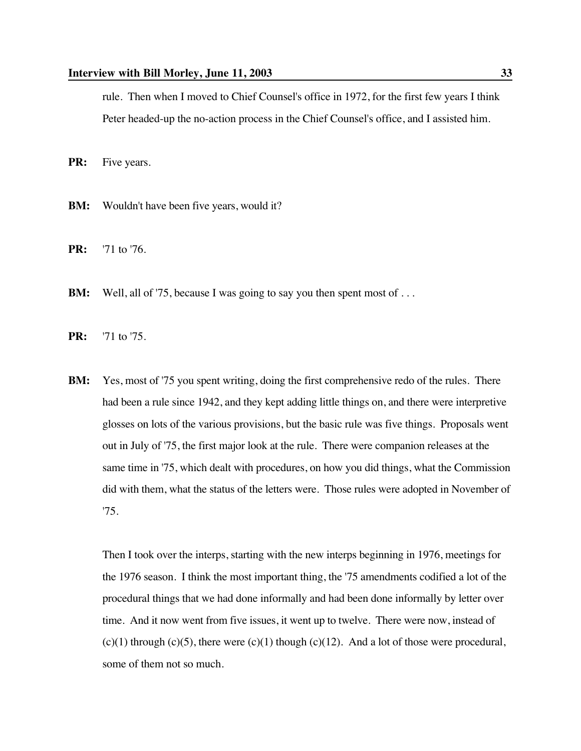rule. Then when I moved to Chief Counsel's office in 1972, for the first few years I think Peter headed-up the no-action process in the Chief Counsel's office, and I assisted him.

**PR:** Five years.

**BM:** Wouldn't have been five years, would it?

**PR:** '71 to '76.

**BM:** Well, all of '75, because I was going to say you then spent most of . . .

**PR:** '71 to '75.

**BM:** Yes, most of '75 you spent writing, doing the first comprehensive redo of the rules. There had been a rule since 1942, and they kept adding little things on, and there were interpretive glosses on lots of the various provisions, but the basic rule was five things. Proposals went out in July of '75, the first major look at the rule. There were companion releases at the same time in '75, which dealt with procedures, on how you did things, what the Commission did with them, what the status of the letters were. Those rules were adopted in November of '75.

Then I took over the interps, starting with the new interps beginning in 1976, meetings for the 1976 season. I think the most important thing, the '75 amendments codified a lot of the procedural things that we had done informally and had been done informally by letter over time. And it now went from five issues, it went up to twelve. There were now, instead of (c)(1) through (c)(5), there were (c)(1) though (c)(12). And a lot of those were procedural, some of them not so much.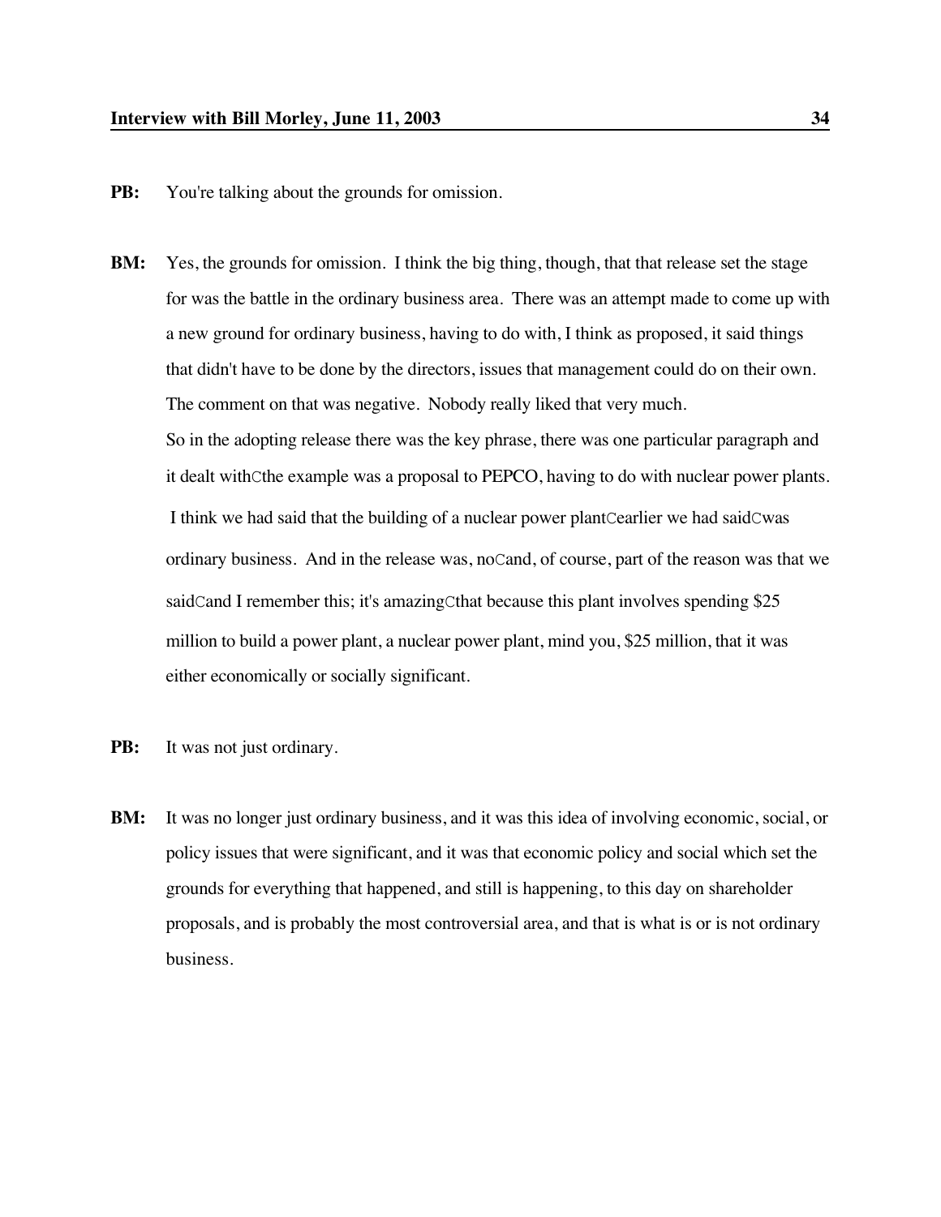**PB:** You're talking about the grounds for omission.

**BM:** Yes, the grounds for omission. I think the big thing, though, that that release set the stage for was the battle in the ordinary business area. There was an attempt made to come up with a new ground for ordinary business, having to do with, I think as proposed, it said things that didn't have to be done by the directors, issues that management could do on their own. The comment on that was negative. Nobody really liked that very much.

So in the adopting release there was the key phrase, there was one particular paragraph and it dealt withCthe example was a proposal to PEPCO, having to do with nuclear power plants. I think we had said that the building of a nuclear power plantCearlier we had saidCwas ordinary business. And in the release was, noCand, of course, part of the reason was that we saidCand I remember this; it's amazingCthat because this plant involves spending $25 million to build a power plant, a nuclear power plant, mind you, $25 million, that it was either economically or socially significant.

**PB:** It was not just ordinary.

**BM:** It was no longer just ordinary business, and it was this idea of involving economic, social, or policy issues that were significant, and it was that economic policy and social which set the grounds for everything that happened, and still is happening, to this day on shareholder proposals, and is probably the most controversial area, and that is what is or is not ordinary business.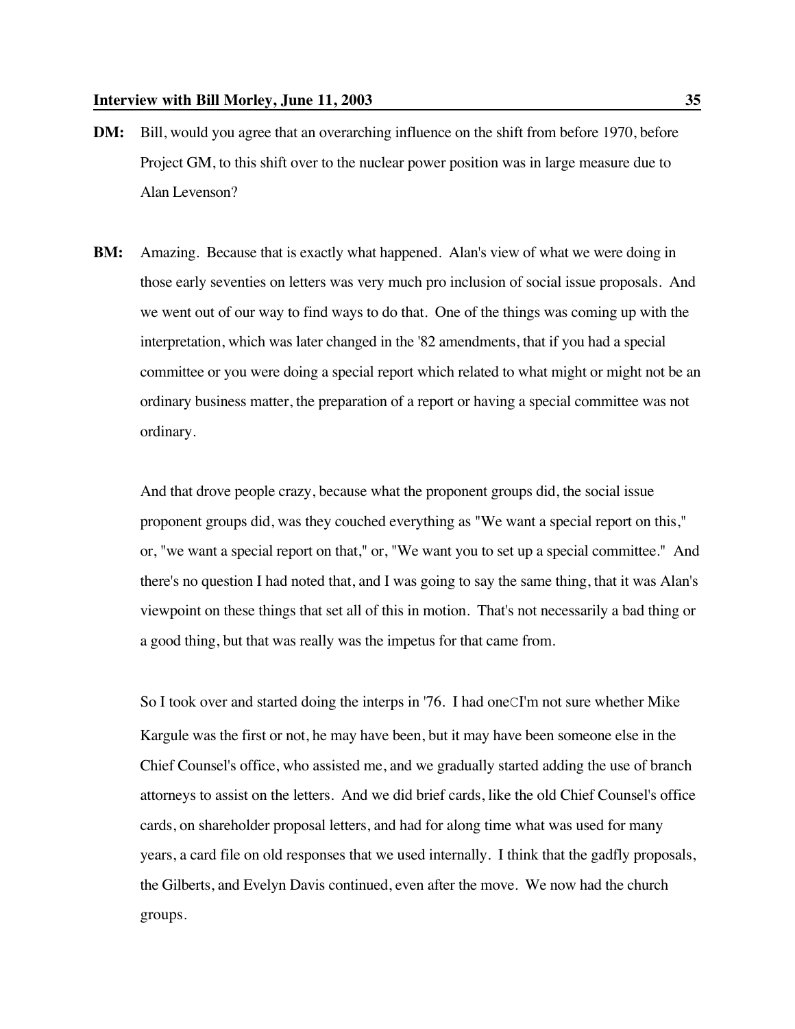**DM:** Bill, would you agree that an overarching influence on the shift from before 1970, before Project GM, to this shift over to the nuclear power position was in large measure due to Alan Levenson?

**BM:** Amazing. Because that is exactly what happened. Alan's view of what we were doing in those early seventies on letters was very much pro inclusion of social issue proposals. And we went out of our way to find ways to do that. One of the things was coming up with the interpretation, which was later changed in the '82 amendments, that if you had a special committee or you were doing a special report which related to what might or might not be an ordinary business matter, the preparation of a report or having a special committee was not ordinary.

And that drove people crazy, because what the proponent groups did, the social issue proponent groups did, was they couched everything as "We want a special report on this," or, "we want a special report on that," or, "We want you to set up a special committee." And there's no question I had noted that, and I was going to say the same thing, that it was Alan's viewpoint on these things that set all of this in motion. That's not necessarily a bad thing or a good thing, but that was really was the impetus for that came from.

So I took over and started doing the interps in '76. I had oneCI'm not sure whether Mike Kargule was the first or not, he may have been, but it may have been someone else in the Chief Counsel's office, who assisted me, and we gradually started adding the use of branch attorneys to assist on the letters. And we did brief cards, like the old Chief Counsel's office cards, on shareholder proposal letters, and had for along time what was used for many years, a card file on old responses that we used internally. I think that the gadfly proposals, the Gilberts, and Evelyn Davis continued, even after the move. We now had the church groups.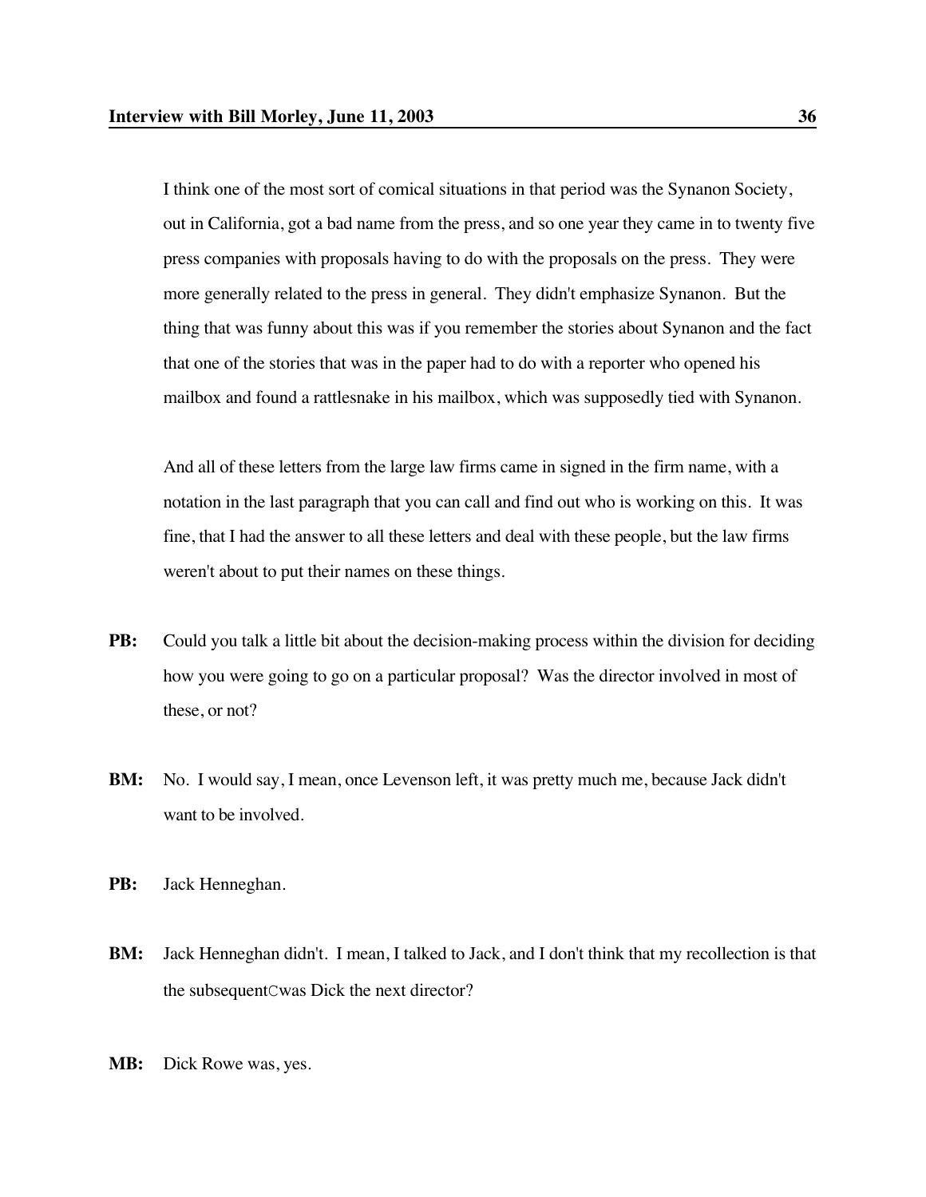I think one of the most sort of comical situations in that period was the Synanon Society, out in California, got a bad name from the press, and so one year they came in to twenty five press companies with proposals having to do with the proposals on the press. They were more generally related to the press in general. They didn't emphasize Synanon. But the thing that was funny about this was if you remember the stories about Synanon and the fact that one of the stories that was in the paper had to do with a reporter who opened his mailbox and found a rattlesnake in his mailbox, which was supposedly tied with Synanon.

And all of these letters from the large law firms came in signed in the firm name, with a notation in the last paragraph that you can call and find out who is working on this. It was fine, that I had the answer to all these letters and deal with these people, but the law firms weren't about to put their names on these things.

**PB:** Could you talk a little bit about the decision-making process within the division for deciding how you were going to go on a particular proposal? Was the director involved in most of these, or not?

**BM:** No. I would say, I mean, once Levenson left, it was pretty much me, because Jack didn't want to be involved.

**PB:** Jack Henneghan.

**BM:** Jack Henneghan didn't. I mean, I talked to Jack, and I don't think that my recollection is that the subsequentCwas Dick the next director?

**MB:** Dick Rowe was, yes.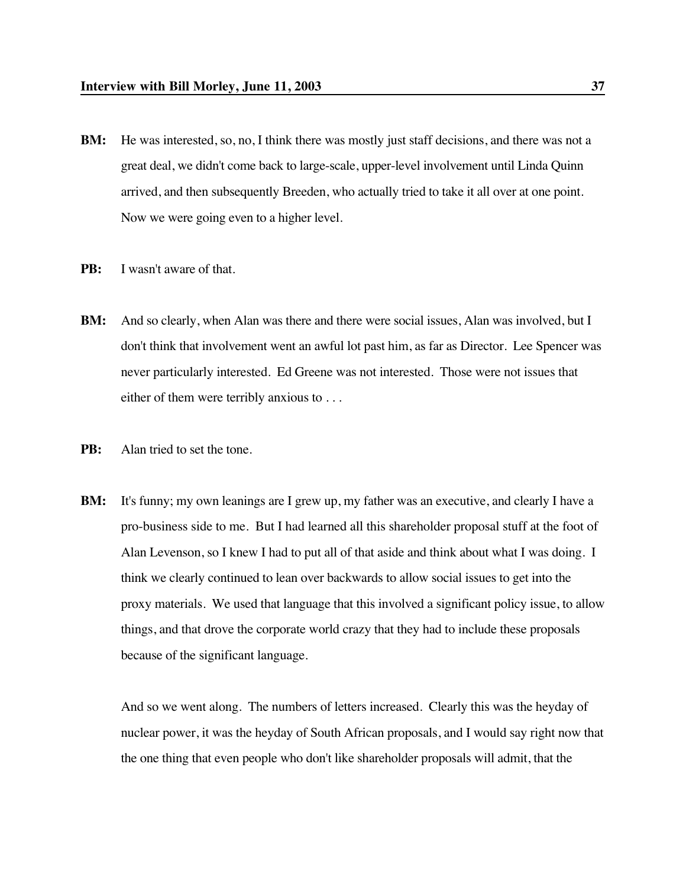**BM:** He was interested, so, no, I think there was mostly just staff decisions, and there was not a great deal, we didn't come back to large-scale, upper-level involvement until Linda Quinn arrived, and then subsequently Breeden, who actually tried to take it all over at one point. Now we were going even to a higher level.

**PB:** I wasn't aware of that.

**BM:** And so clearly, when Alan was there and there were social issues, Alan was involved, but I don't think that involvement went an awful lot past him, as far as Director. Lee Spencer was never particularly interested. Ed Greene was not interested. Those were not issues that either of them were terribly anxious to . . .

**PB:** Alan tried to set the tone.

**BM:** It's funny; my own leanings are I grew up, my father was an executive, and clearly I have a pro-business side to me. But I had learned all this shareholder proposal stuff at the foot of Alan Levenson, so I knew I had to put all of that aside and think about what I was doing. I think we clearly continued to lean over backwards to allow social issues to get into the proxy materials. We used that language that this involved a significant policy issue, to allow things, and that drove the corporate world crazy that they had to include these proposals because of the significant language.

And so we went along. The numbers of letters increased. Clearly this was the heyday of nuclear power, it was the heyday of South African proposals, and I would say right now that the one thing that even people who don't like shareholder proposals will admit, that the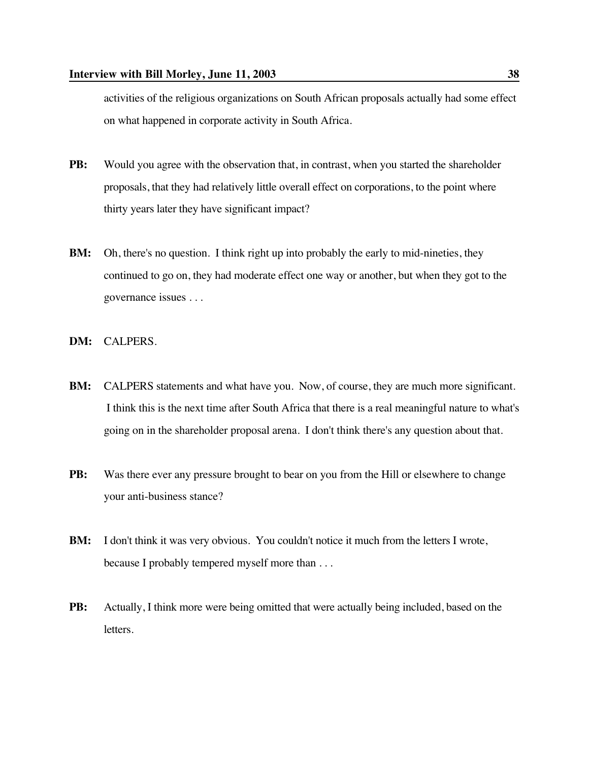activities of the religious organizations on South African proposals actually had some effect on what happened in corporate activity in South Africa.

**PB:** Would you agree with the observation that, in contrast, when you started the shareholder proposals, that they had relatively little overall effect on corporations, to the point where thirty years later they have significant impact?

**BM:** Oh, there's no question. I think right up into probably the early to mid-nineties, they continued to go on, they had moderate effect one way or another, but when they got to the governance issues . . .

**DM:** CALPERS.

**BM:** CALPERS statements and what have you. Now, of course, they are much more significant. I think this is the next time after South Africa that there is a real meaningful nature to what's going on in the shareholder proposal arena. I don't think there's any question about that.

**PB:** Was there ever any pressure brought to bear on you from the Hill or elsewhere to change your anti-business stance?

**BM:** I don't think it was very obvious. You couldn't notice it much from the letters I wrote, because I probably tempered myself more than . . .

**PB:** Actually, I think more were being omitted that were actually being included, based on the letters.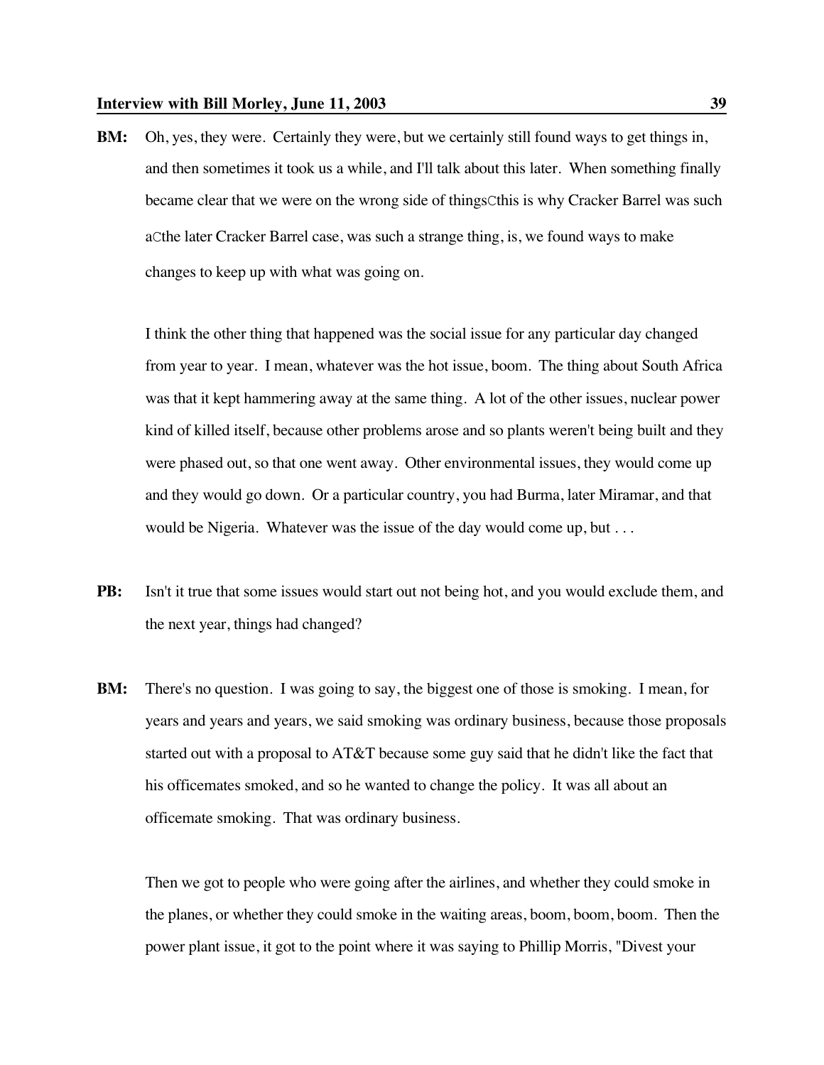**BM:** Oh, yes, they were. Certainly they were, but we certainly still found ways to get things in, and then sometimes it took us a while, and I'll talk about this later. When something finally became clear that we were on the wrong side of thingsCthis is why Cracker Barrel was such aCthe later Cracker Barrel case, was such a strange thing, is, we found ways to make changes to keep up with what was going on.

I think the other thing that happened was the social issue for any particular day changed from year to year. I mean, whatever was the hot issue, boom. The thing about South Africa was that it kept hammering away at the same thing. A lot of the other issues, nuclear power kind of killed itself, because other problems arose and so plants weren't being built and they were phased out, so that one went away. Other environmental issues, they would come up and they would go down. Or a particular country, you had Burma, later Miramar, and that would be Nigeria. Whatever was the issue of the day would come up, but . . .

**PB:** Isn't it true that some issues would start out not being hot, and you would exclude them, and the next year, things had changed?

**BM:** There's no question. I was going to say, the biggest one of those is smoking. I mean, for years and years and years, we said smoking was ordinary business, because those proposals started out with a proposal to AT&T because some guy said that he didn't like the fact that his officemates smoked, and so he wanted to change the policy. It was all about an officemate smoking. That was ordinary business.

Then we got to people who were going after the airlines, and whether they could smoke in the planes, or whether they could smoke in the waiting areas, boom, boom, boom. Then the power plant issue, it got to the point where it was saying to Phillip Morris, "Divest your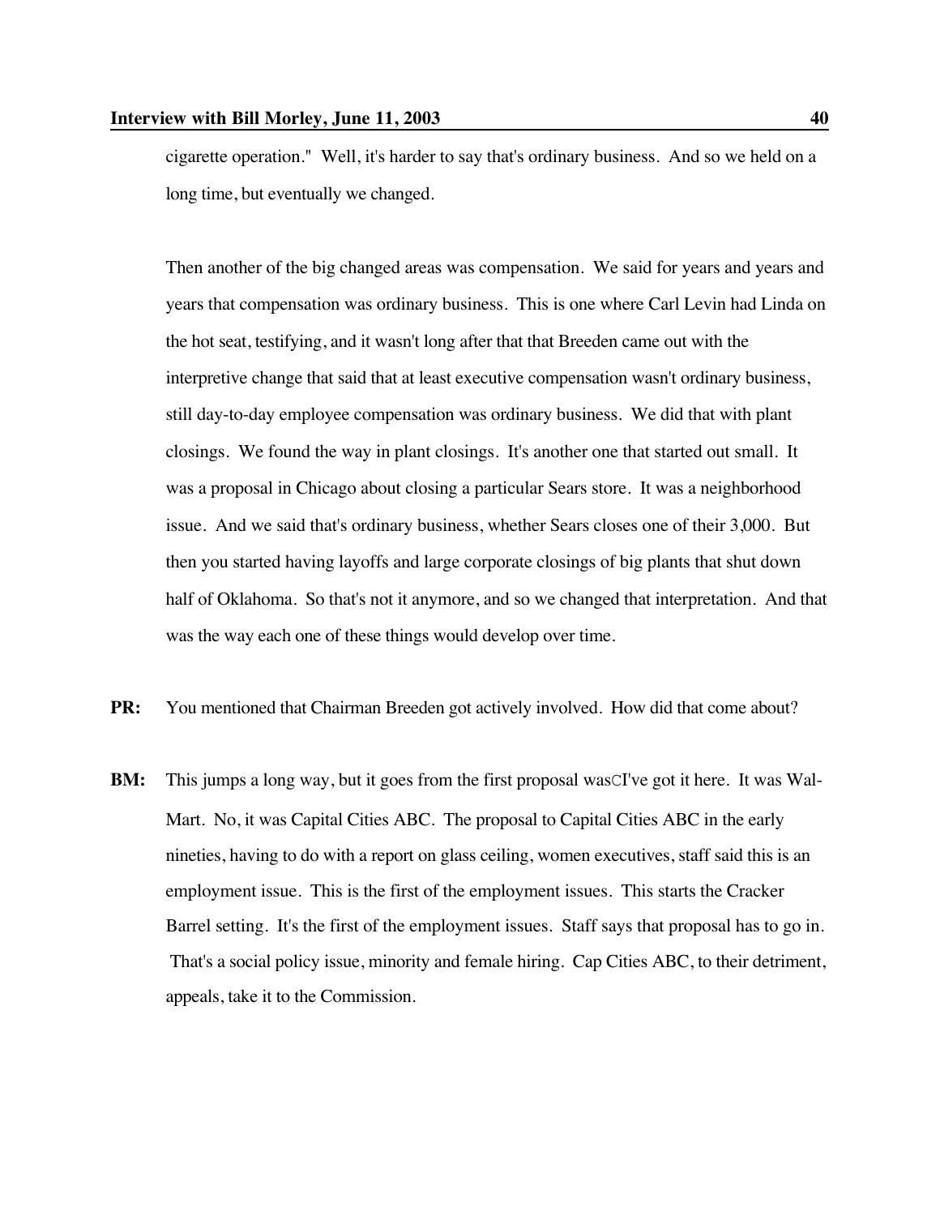cigarette operation." Well, it's harder to say that's ordinary business. And so we held on a long time, but eventually we changed.

Then another of the big changed areas was compensation. We said for years and years and years that compensation was ordinary business. This is one where Carl Levin had Linda on the hot seat, testifying, and it wasn't long after that that Breeden came out with the interpretive change that said that at least executive compensation wasn't ordinary business, still day-to-day employee compensation was ordinary business. We did that with plant closings. We found the way in plant closings. It's another one that started out small. It was a proposal in Chicago about closing a particular Sears store. It was a neighborhood issue. And we said that's ordinary business, whether Sears closes one of their 3,000. But then you started having layoffs and large corporate closings of big plants that shut down half of Oklahoma. So that's not it anymore, and so we changed that interpretation. And that was the way each one of these things would develop over time.

**PR:** You mentioned that Chairman Breeden got actively involved. How did that come about?

**BM:** This jumps a long way, but it goes from the first proposal wasCI've got it here. It was Wal-Mart. No, it was Capital Cities ABC. The proposal to Capital Cities ABC in the early nineties, having to do with a report on glass ceiling, women executives, staff said this is an employment issue. This is the first of the employment issues. This starts the Cracker Barrel setting. It's the first of the employment issues. Staff says that proposal has to go in. That's a social policy issue, minority and female hiring. Cap Cities ABC, to their detriment, appeals, take it to the Commission.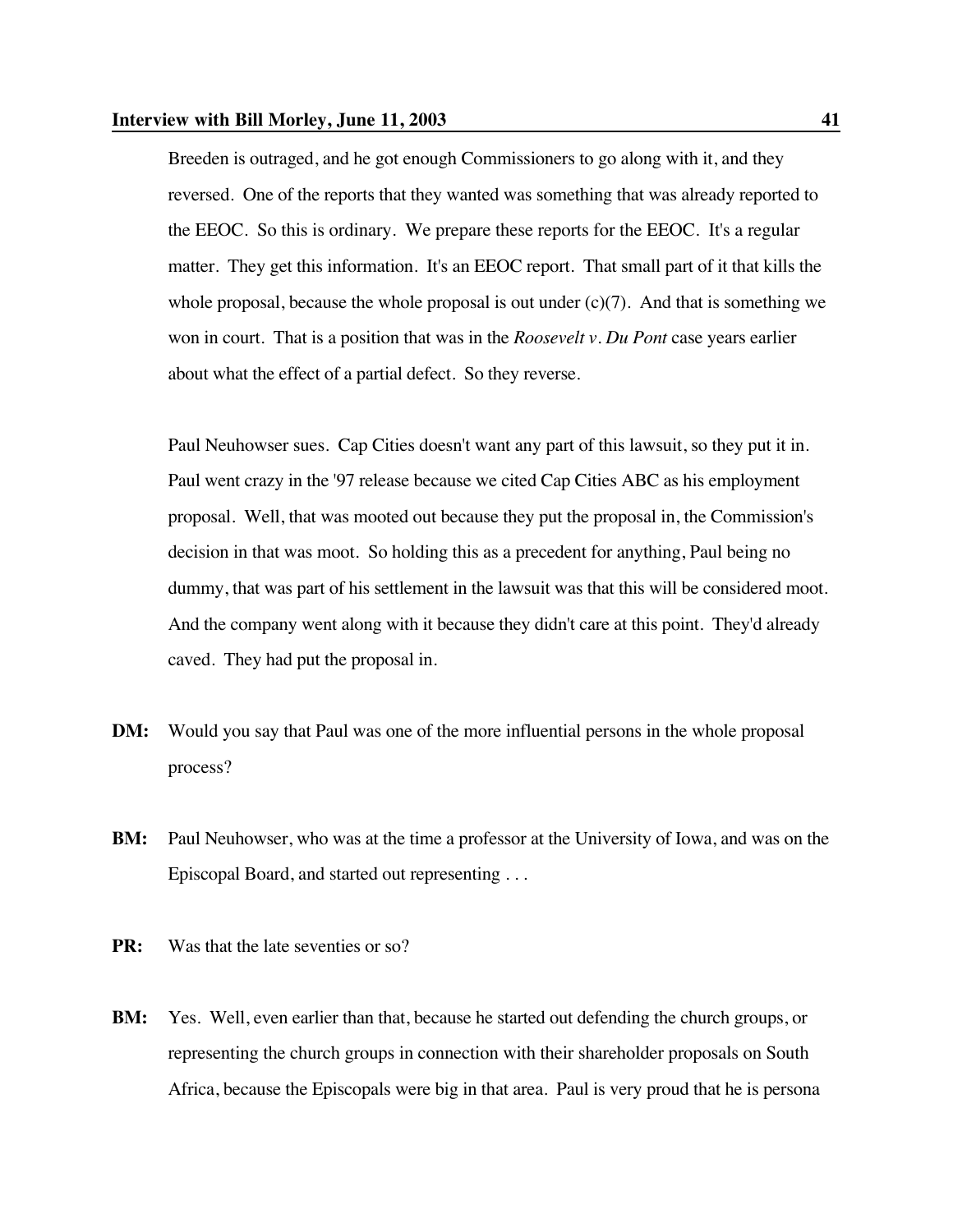Breeden is outraged, and he got enough Commissioners to go along with it, and they reversed. One of the reports that they wanted was something that was already reported to the EEOC. So this is ordinary. We prepare these reports for the EEOC. It's a regular matter. They get this information. It's an EEOC report. That small part of it that kills the whole proposal, because the whole proposal is out under (c)(7). And that is something we won in court. That is a position that was in the *Roosevelt v. Du Pont* case years earlier about what the effect of a partial defect. So they reverse.

Paul Neuhowser sues. Cap Cities doesn't want any part of this lawsuit, so they put it in. Paul went crazy in the '97 release because we cited Cap Cities ABC as his employment proposal. Well, that was mooted out because they put the proposal in, the Commission's decision in that was moot. So holding this as a precedent for anything, Paul being no dummy, that was part of his settlement in the lawsuit was that this will be considered moot. And the company went along with it because they didn't care at this point. They'd already caved. They had put the proposal in.

**DM:** Would you say that Paul was one of the more influential persons in the whole proposal process?

**BM:** Paul Neuhowser, who was at the time a professor at the University of Iowa, and was on the Episcopal Board, and started out representing . . .

**PR:** Was that the late seventies or so?

**BM:** Yes. Well, even earlier than that, because he started out defending the church groups, or representing the church groups in connection with their shareholder proposals on South Africa, because the Episcopals were big in that area. Paul is very proud that he is persona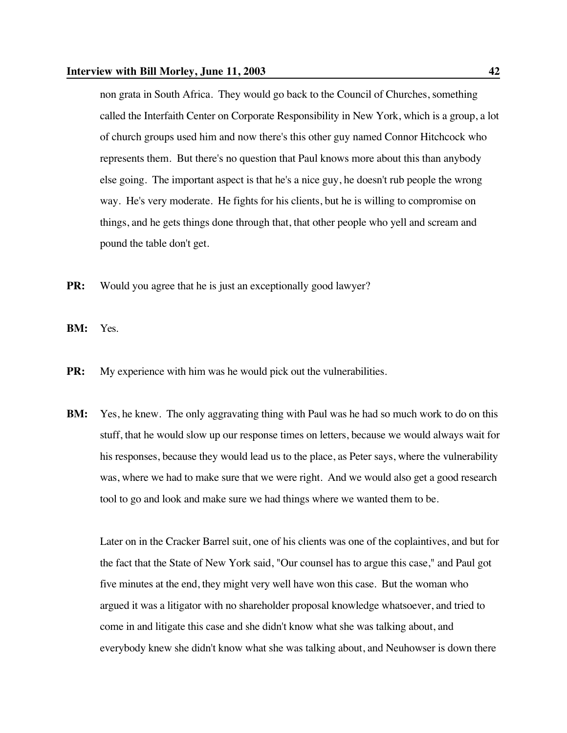non grata in South Africa. They would go back to the Council of Churches, something called the Interfaith Center on Corporate Responsibility in New York, which is a group, a lot of church groups used him and now there's this other guy named Connor Hitchcock who represents them. But there's no question that Paul knows more about this than anybody else going. The important aspect is that he's a nice guy, he doesn't rub people the wrong way. He's very moderate. He fights for his clients, but he is willing to compromise on things, and he gets things done through that, that other people who yell and scream and pound the table don't get.

**PR:** Would you agree that he is just an exceptionally good lawyer?

**BM:** Yes.

**PR:** My experience with him was he would pick out the vulnerabilities.

**BM:** Yes, he knew. The only aggravating thing with Paul was he had so much work to do on this stuff, that he would slow up our response times on letters, because we would always wait for his responses, because they would lead us to the place, as Peter says, where the vulnerability was, where we had to make sure that we were right. And we would also get a good research tool to go and look and make sure we had things where we wanted them to be.

Later on in the Cracker Barrel suit, one of his clients was one of the coplaintives, and but for the fact that the State of New York said, "Our counsel has to argue this case," and Paul got five minutes at the end, they might very well have won this case. But the woman who argued it was a litigator with no shareholder proposal knowledge whatsoever, and tried to come in and litigate this case and she didn't know what she was talking about, and everybody knew she didn't know what she was talking about, and Neuhowser is down there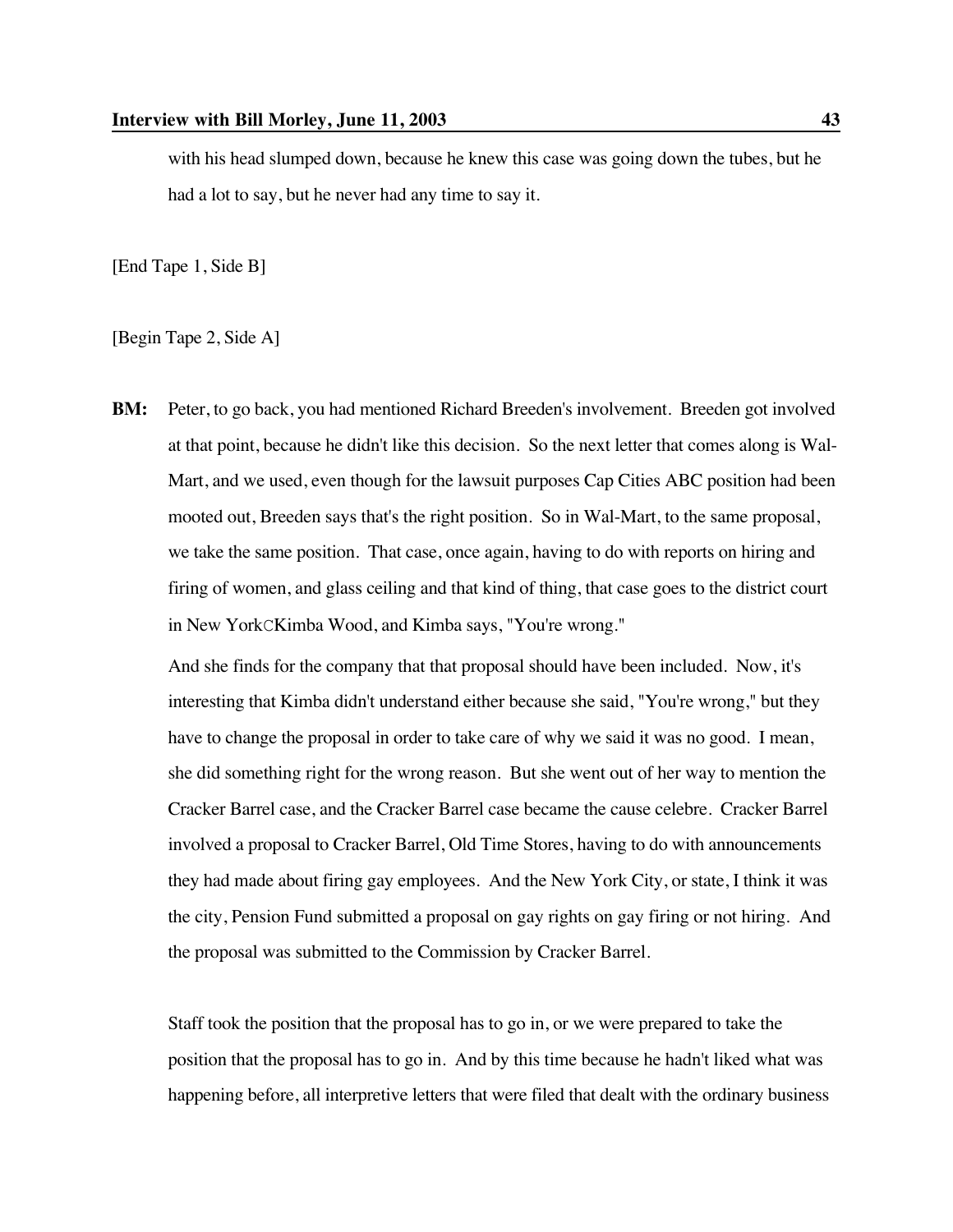with his head slumped down, because he knew this case was going down the tubes, but he had a lot to say, but he never had any time to say it.

[End Tape 1, Side B]

[Begin Tape 2, Side A]

**BM:** Peter, to go back, you had mentioned Richard Breeden's involvement. Breeden got involved at that point, because he didn't like this decision. So the next letter that comes along is Wal-Mart, and we used, even though for the lawsuit purposes Cap Cities ABC position had been mooted out, Breeden says that's the right position. So in Wal-Mart, to the same proposal, we take the same position. That case, once again, having to do with reports on hiring and firing of women, and glass ceiling and that kind of thing, that case goes to the district court in New YorkCKimba Wood, and Kimba says, "You're wrong."

And she finds for the company that that proposal should have been included. Now, it's interesting that Kimba didn't understand either because she said, "You're wrong," but they have to change the proposal in order to take care of why we said it was no good. I mean, she did something right for the wrong reason. But she went out of her way to mention the Cracker Barrel case, and the Cracker Barrel case became the cause celebre. Cracker Barrel involved a proposal to Cracker Barrel, Old Time Stores, having to do with announcements they had made about firing gay employees. And the New York City, or state, I think it was the city, Pension Fund submitted a proposal on gay rights on gay firing or not hiring. And the proposal was submitted to the Commission by Cracker Barrel.

Staff took the position that the proposal has to go in, or we were prepared to take the position that the proposal has to go in. And by this time because he hadn't liked what was happening before, all interpretive letters that were filed that dealt with the ordinary business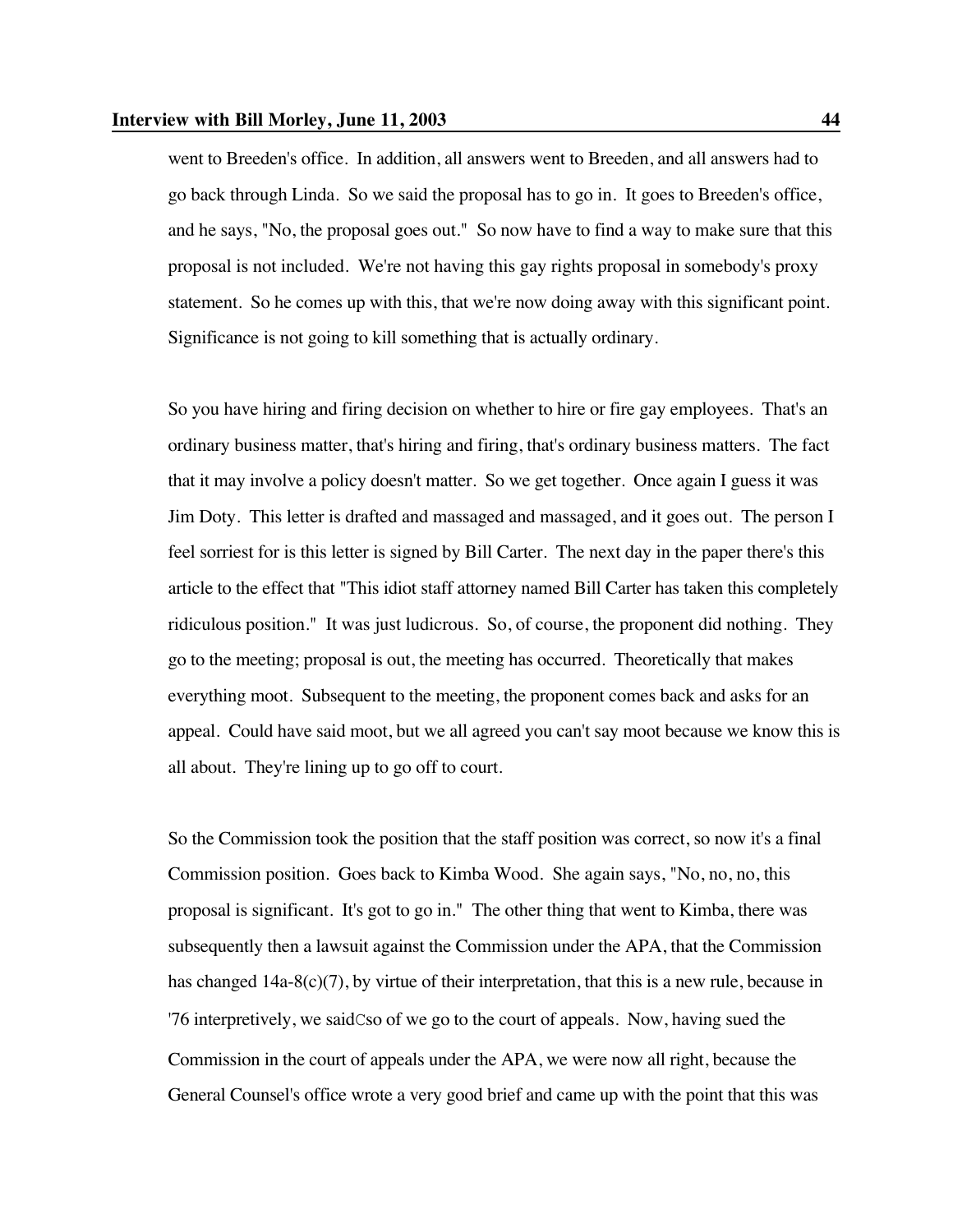went to Breeden's office. In addition, all answers went to Breeden, and all answers had to go back through Linda. So we said the proposal has to go in. It goes to Breeden's office, and he says, "No, the proposal goes out." So now have to find a way to make sure that this proposal is not included. We're not having this gay rights proposal in somebody's proxy statement. So he comes up with this, that we're now doing away with this significant point. Significance is not going to kill something that is actually ordinary.

So you have hiring and firing decision on whether to hire or fire gay employees. That's an ordinary business matter, that's hiring and firing, that's ordinary business matters. The fact that it may involve a policy doesn't matter. So we get together. Once again I guess it was Jim Doty. This letter is drafted and massaged and massaged, and it goes out. The person I feel sorriest for is this letter is signed by Bill Carter. The next day in the paper there's this article to the effect that "This idiot staff attorney named Bill Carter has taken this completely ridiculous position." It was just ludicrous. So, of course, the proponent did nothing. They go to the meeting; proposal is out, the meeting has occurred. Theoretically that makes everything moot. Subsequent to the meeting, the proponent comes back and asks for an appeal. Could have said moot, but we all agreed you can't say moot because we know this is all about. They're lining up to go off to court.

So the Commission took the position that the staff position was correct, so now it's a final Commission position. Goes back to Kimba Wood. She again says, "No, no, no, this proposal is significant. It's got to go in." The other thing that went to Kimba, there was subsequently then a lawsuit against the Commission under the APA, that the Commission has changed 14a-8(c)(7), by virtue of their interpretation, that this is a new rule, because in '76 interpretively, we saidCso of we go to the court of appeals. Now, having sued the Commission in the court of appeals under the APA, we were now all right, because the General Counsel's office wrote a very good brief and came up with the point that this was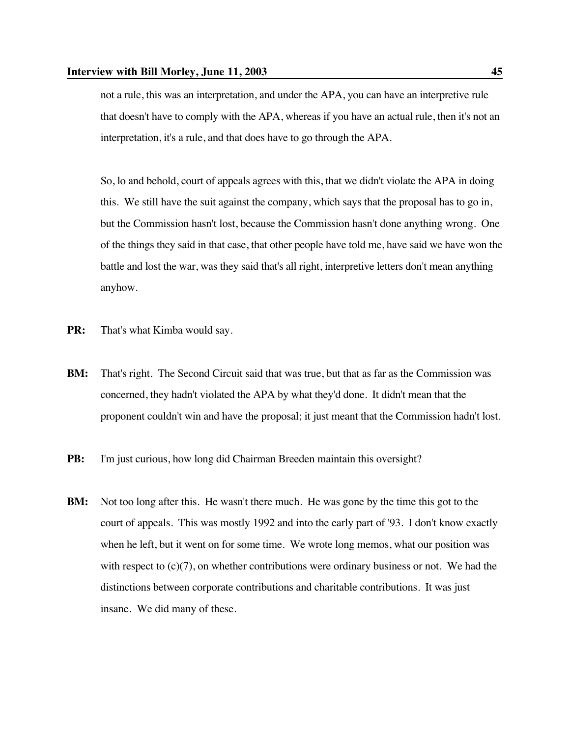not a rule, this was an interpretation, and under the APA, you can have an interpretive rule that doesn't have to comply with the APA, whereas if you have an actual rule, then it's not an interpretation, it's a rule, and that does have to go through the APA.

So, lo and behold, court of appeals agrees with this, that we didn't violate the APA in doing this. We still have the suit against the company, which says that the proposal has to go in, but the Commission hasn't lost, because the Commission hasn't done anything wrong. One of the things they said in that case, that other people have told me, have said we have won the battle and lost the war, was they said that's all right, interpretive letters don't mean anything anyhow.

**PR:** That's what Kimba would say.

**BM:** That's right. The Second Circuit said that was true, but that as far as the Commission was concerned, they hadn't violated the APA by what they'd done. It didn't mean that the proponent couldn't win and have the proposal; it just meant that the Commission hadn't lost.

**PB:** I'm just curious, how long did Chairman Breeden maintain this oversight?

**BM:** Not too long after this. He wasn't there much. He was gone by the time this got to the court of appeals. This was mostly 1992 and into the early part of '93. I don't know exactly when he left, but it went on for some time. We wrote long memos, what our position was with respect to (c)(7), on whether contributions were ordinary business or not. We had the distinctions between corporate contributions and charitable contributions. It was just insane. We did many of these.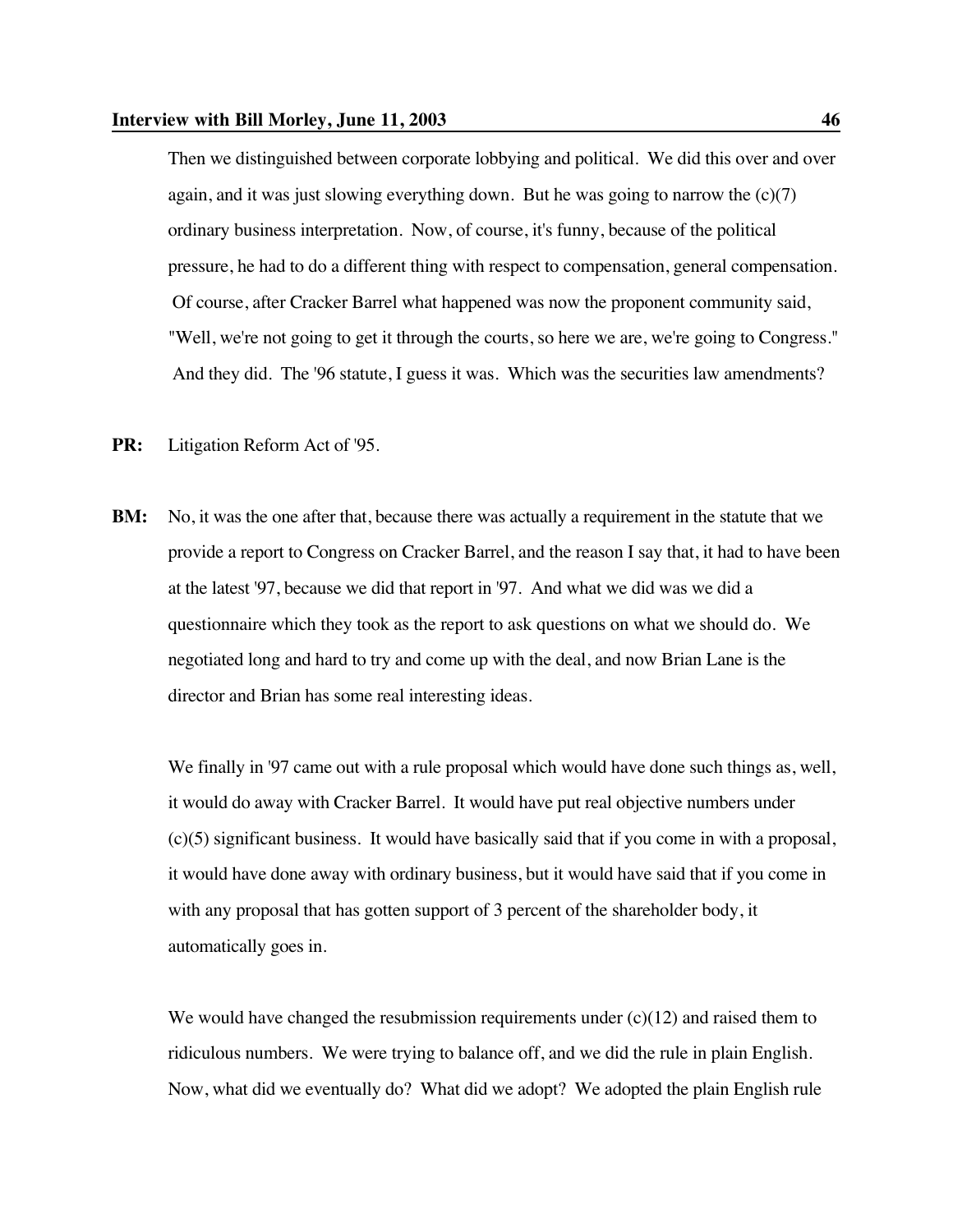Then we distinguished between corporate lobbying and political. We did this over and over again, and it was just slowing everything down. But he was going to narrow the (c)(7) ordinary business interpretation. Now, of course, it's funny, because of the political pressure, he had to do a different thing with respect to compensation, general compensation. Of course, after Cracker Barrel what happened was now the proponent community said, "Well, we're not going to get it through the courts, so here we are, we're going to Congress." And they did. The '96 statute, I guess it was. Which was the securities law amendments?

**PR:** Litigation Reform Act of '95.

**BM:** No, it was the one after that, because there was actually a requirement in the statute that we provide a report to Congress on Cracker Barrel, and the reason I say that, it had to have been at the latest '97, because we did that report in '97. And what we did was we did a questionnaire which they took as the report to ask questions on what we should do. We negotiated long and hard to try and come up with the deal, and now Brian Lane is the director and Brian has some real interesting ideas.

We finally in '97 came out with a rule proposal which would have done such things as, well, it would do away with Cracker Barrel. It would have put real objective numbers under (c)(5) significant business. It would have basically said that if you come in with a proposal, it would have done away with ordinary business, but it would have said that if you come in with any proposal that has gotten support of 3 percent of the shareholder body, it automatically goes in.

We would have changed the resubmission requirements under (c)(12) and raised them to ridiculous numbers. We were trying to balance off, and we did the rule in plain English. Now, what did we eventually do? What did we adopt? We adopted the plain English rule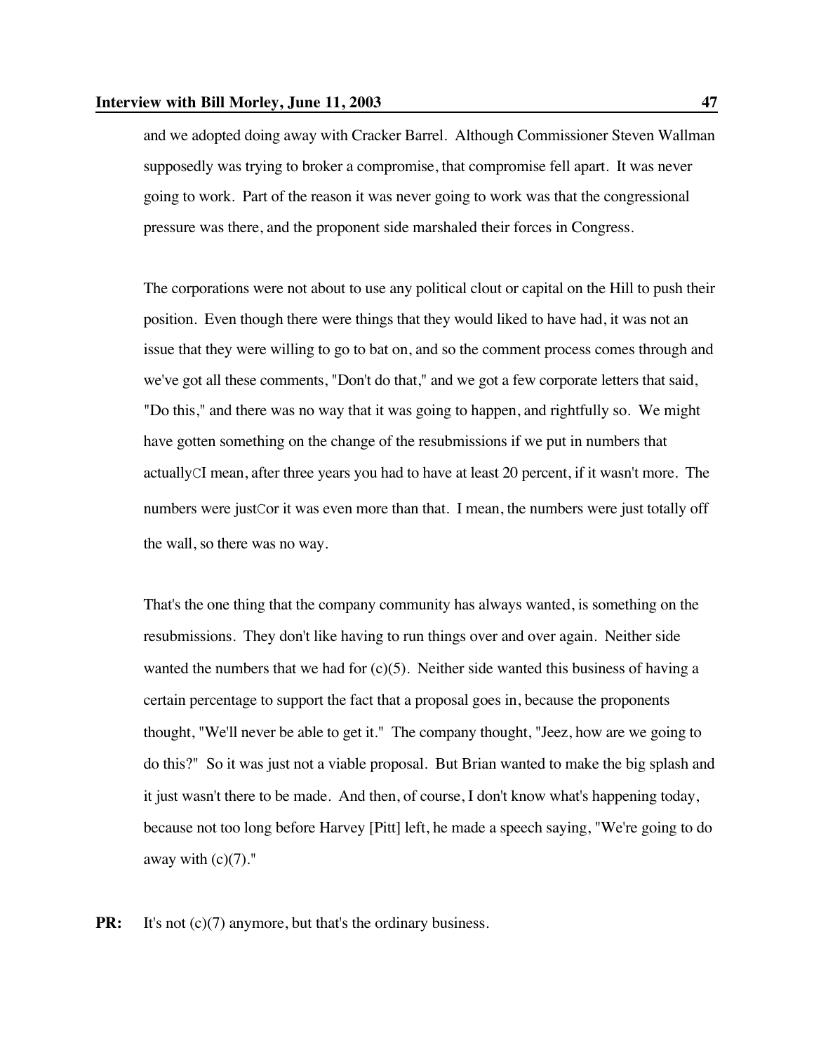and we adopted doing away with Cracker Barrel. Although Commissioner Steven Wallman supposedly was trying to broker a compromise, that compromise fell apart. It was never going to work. Part of the reason it was never going to work was that the congressional pressure was there, and the proponent side marshaled their forces in Congress.

The corporations were not about to use any political clout or capital on the Hill to push their position. Even though there were things that they would liked to have had, it was not an issue that they were willing to go to bat on, and so the comment process comes through and we've got all these comments, "Don't do that," and we got a few corporate letters that said, "Do this," and there was no way that it was going to happen, and rightfully so. We might have gotten something on the change of the resubmissions if we put in numbers that actuallyCI mean, after three years you had to have at least 20 percent, if it wasn't more. The numbers were justCor it was even more than that. I mean, the numbers were just totally off the wall, so there was no way.

That's the one thing that the company community has always wanted, is something on the resubmissions. They don't like having to run things over and over again. Neither side wanted the numbers that we had for (c)(5). Neither side wanted this business of having a certain percentage to support the fact that a proposal goes in, because the proponents thought, "We'll never be able to get it." The company thought, "Jeez, how are we going to do this?" So it was just not a viable proposal. But Brian wanted to make the big splash and it just wasn't there to be made. And then, of course, I don't know what's happening today, because not too long before Harvey [Pitt] left, he made a speech saying, "We're going to do away with (c)(7)."

**PR:** It's not (c)(7) anymore, but that's the ordinary business.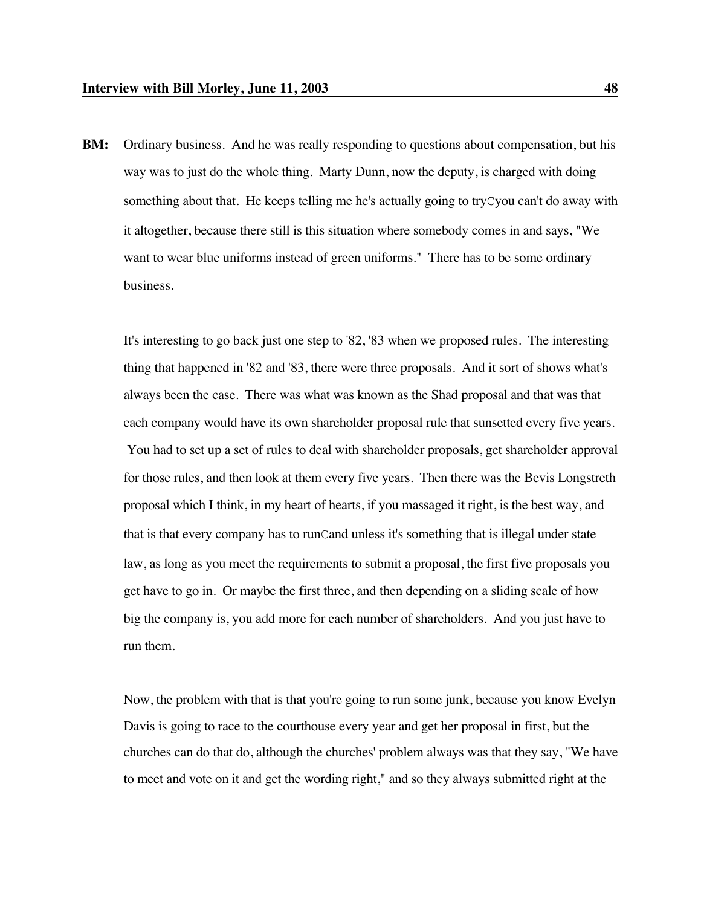**BM:** Ordinary business. And he was really responding to questions about compensation, but his way was to just do the whole thing. Marty Dunn, now the deputy, is charged with doing something about that. He keeps telling me he's actually going to tryCyou can't do away with it altogether, because there still is this situation where somebody comes in and says, "We want to wear blue uniforms instead of green uniforms." There has to be some ordinary business.

It's interesting to go back just one step to '82, '83 when we proposed rules. The interesting thing that happened in '82 and '83, there were three proposals. And it sort of shows what's always been the case. There was what was known as the Shad proposal and that was that each company would have its own shareholder proposal rule that sunsetted every five years. You had to set up a set of rules to deal with shareholder proposals, get shareholder approval for those rules, and then look at them every five years. Then there was the Bevis Longstreth proposal which I think, in my heart of hearts, if you massaged it right, is the best way, and that is that every company has to runCand unless it's something that is illegal under state law, as long as you meet the requirements to submit a proposal, the first five proposals you get have to go in. Or maybe the first three, and then depending on a sliding scale of how big the company is, you add more for each number of shareholders. And you just have to run them.

Now, the problem with that is that you're going to run some junk, because you know Evelyn Davis is going to race to the courthouse every year and get her proposal in first, but the churches can do that do, although the churches' problem always was that they say, "We have to meet and vote on it and get the wording right," and so they always submitted right at the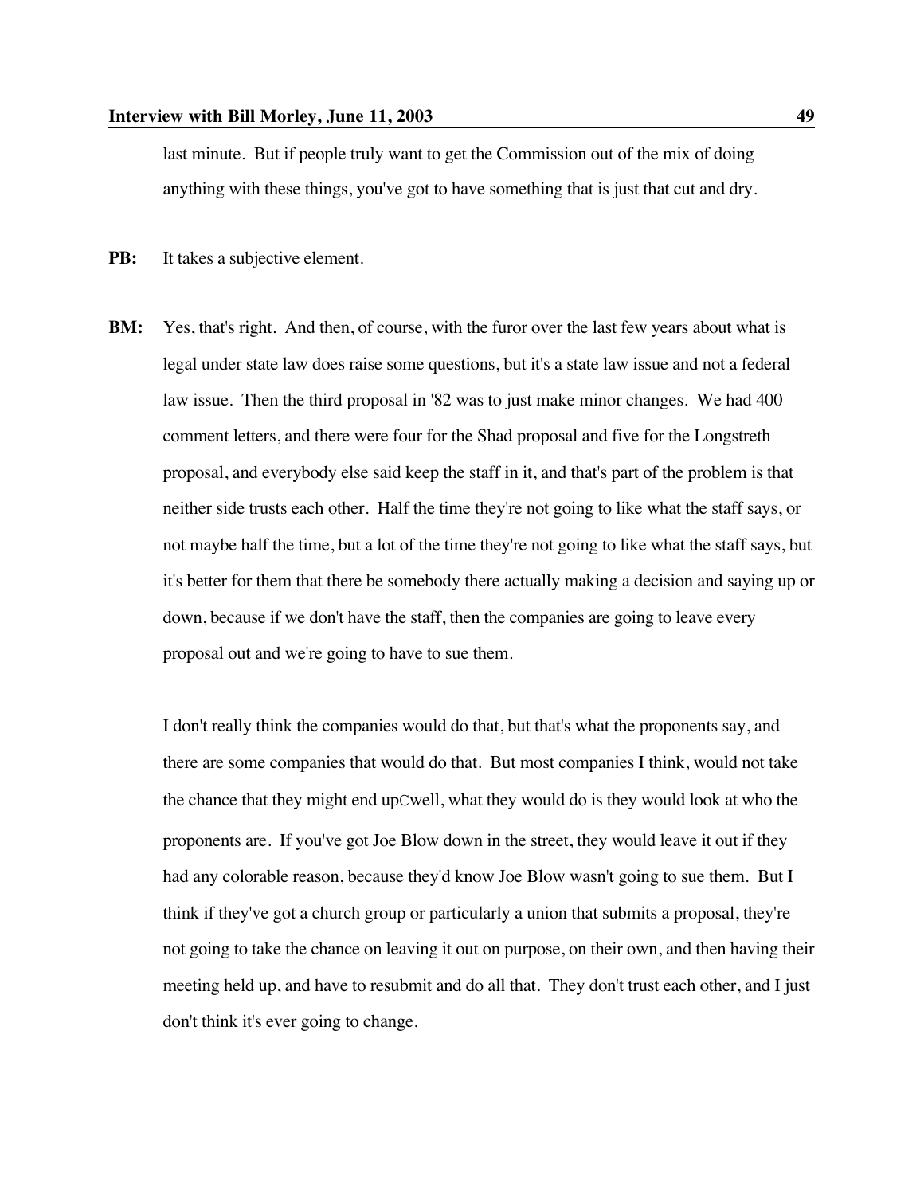last minute. But if people truly want to get the Commission out of the mix of doing anything with these things, you've got to have something that is just that cut and dry.

**PB:** It takes a subjective element.

**BM:** Yes, that's right. And then, of course, with the furor over the last few years about what is legal under state law does raise some questions, but it's a state law issue and not a federal law issue. Then the third proposal in '82 was to just make minor changes. We had 400 comment letters, and there were four for the Shad proposal and five for the Longstreth proposal, and everybody else said keep the staff in it, and that's part of the problem is that neither side trusts each other. Half the time they're not going to like what the staff says, or not maybe half the time, but a lot of the time they're not going to like what the staff says, but it's better for them that there be somebody there actually making a decision and saying up or down, because if we don't have the staff, then the companies are going to leave every proposal out and we're going to have to sue them.

I don't really think the companies would do that, but that's what the proponents say, and there are some companies that would do that. But most companies I think, would not take the chance that they might end upCwell, what they would do is they would look at who the proponents are. If you've got Joe Blow down in the street, they would leave it out if they had any colorable reason, because they'd know Joe Blow wasn't going to sue them. But I think if they've got a church group or particularly a union that submits a proposal, they're not going to take the chance on leaving it out on purpose, on their own, and then having their meeting held up, and have to resubmit and do all that. They don't trust each other, and I just don't think it's ever going to change.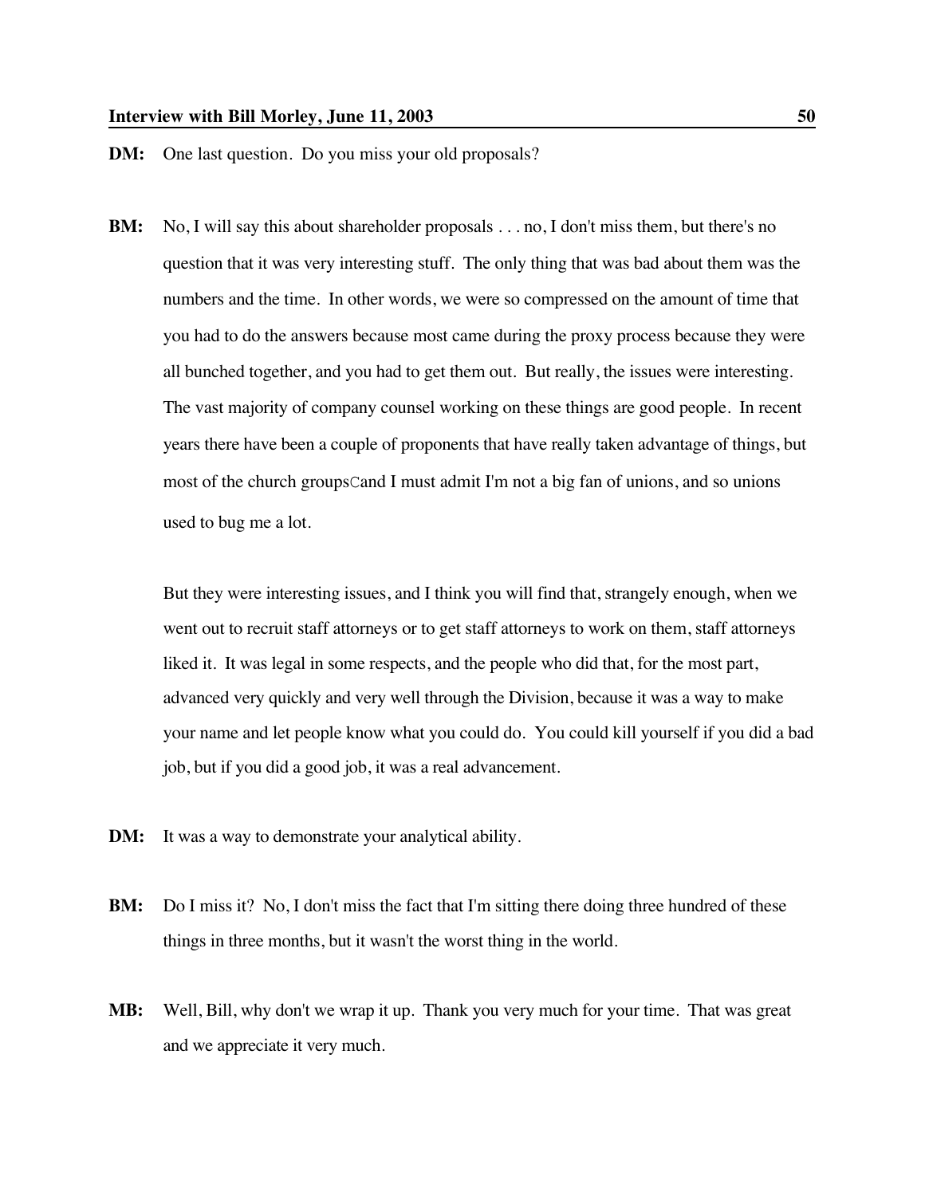**DM:** One last question. Do you miss your old proposals?

**BM:** No, I will say this about shareholder proposals . . . no, I don't miss them, but there's no question that it was very interesting stuff. The only thing that was bad about them was the numbers and the time. In other words, we were so compressed on the amount of time that you had to do the answers because most came during the proxy process because they were all bunched together, and you had to get them out. But really, the issues were interesting. The vast majority of company counsel working on these things are good people. In recent years there have been a couple of proponents that have really taken advantage of things, but most of the church groupsCand I must admit I'm not a big fan of unions, and so unions used to bug me a lot.

But they were interesting issues, and I think you will find that, strangely enough, when we went out to recruit staff attorneys or to get staff attorneys to work on them, staff attorneys liked it. It was legal in some respects, and the people who did that, for the most part, advanced very quickly and very well through the Division, because it was a way to make your name and let people know what you could do. You could kill yourself if you did a bad job, but if you did a good job, it was a real advancement.

**DM:** It was a way to demonstrate your analytical ability.

**BM:** Do I miss it? No, I don't miss the fact that I'm sitting there doing three hundred of these things in three months, but it wasn't the worst thing in the world.

**MB:** Well, Bill, why don't we wrap it up. Thank you very much for your time. That was great and we appreciate it very much.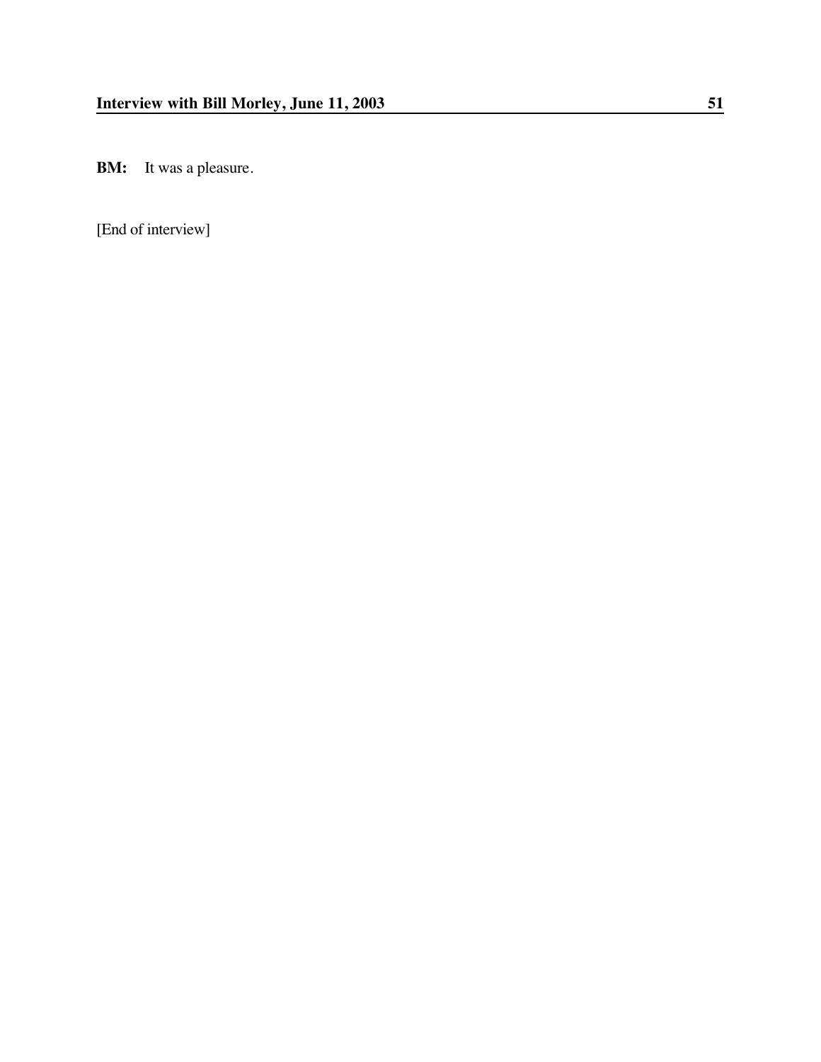**BM:** It was a pleasure.

[End of interview]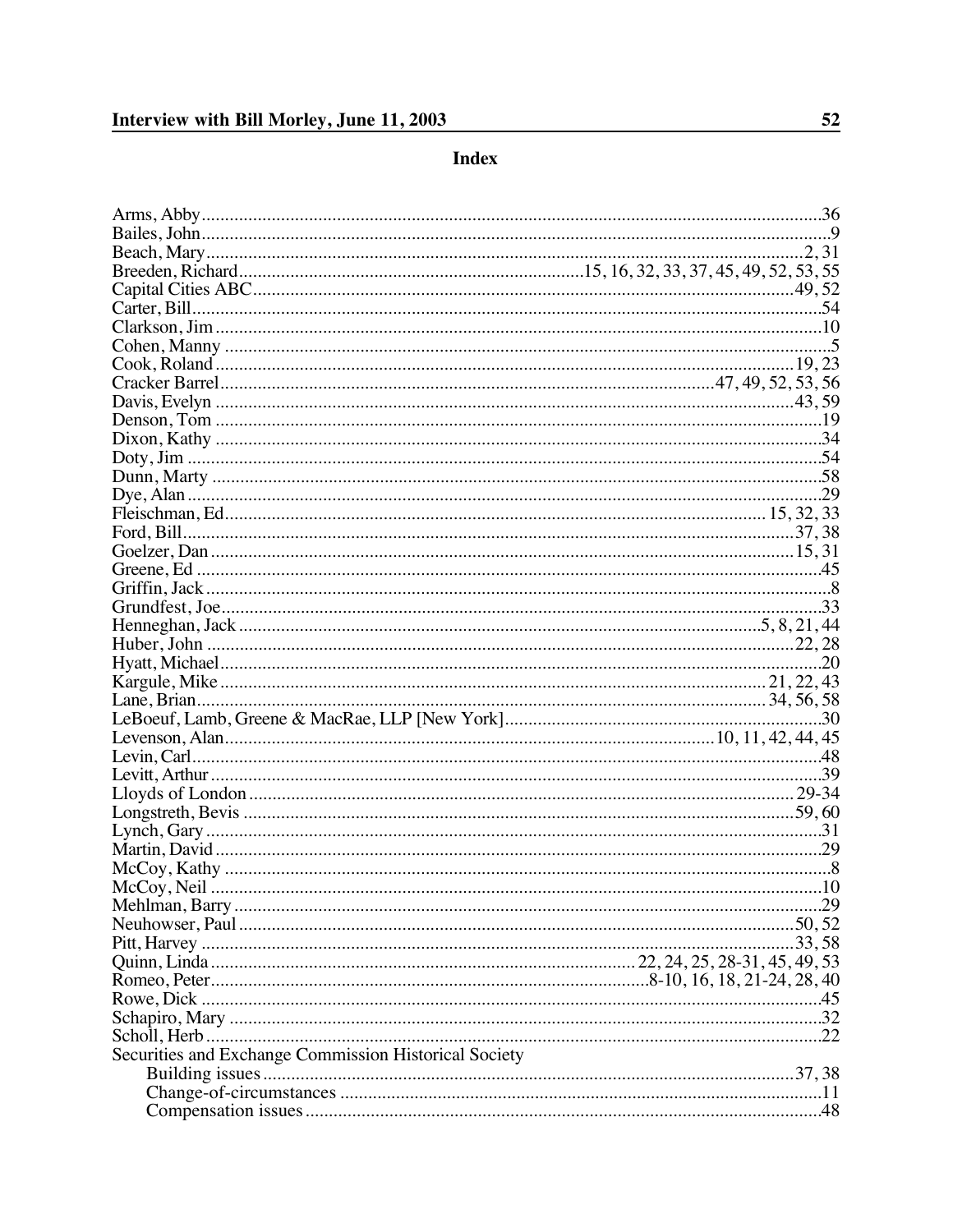## Index

Arms, Abby....36
Bailes, John....9
Beach, Mary....2, 31
Breeden, Richard....15, 16, 32, 33, 37, 45, 49, 52, 53, 55
Capital Cities ABC....49, 52
Carter, Bill....54
Clarkson, Jim....10
Cohen, Manny....5
Cook, Roland....19, 23
Cracker Barrel....47, 49, 52, 53, 56
Davis, Evelyn....43, 59
Denson, Tom....19
Dixon, Kathy....34
Doty, Jim....54
Dunn, Marty....58
Dye, Alan....29
Fleischman, Ed....15, 32, 33
Ford, Bill....37, 38
Goelzer, Dan....15, 31
Greene, Ed....45
Griffin, Jack....8
Grundfest, Joe....33
Henneghan, Jack....5, 8, 21, 44
Huber, John....22, 28
Hyatt, Michael....20
Kargule, Mike....21, 22, 43
Lane, Brian....34, 56, 58
LeBoeuf, Lamb, Greene & MacRae, LLP [New York]....30
Levenson, Alan....10, 11, 42, 44, 45
Levin, Carl....48
Levitt, Arthur....39
Lloyds of London....29-34
Longstreth, Bevis....59, 60
Lynch, Gary....31
Martin, David....29
McCoy, Kathy....8
McCoy, Neil....10
Mehlman, Barry....29
Neuhowser, Paul....50, 52
Pitt, Harvey....33, 58
Quinn, Linda....22, 24, 25, 28-31, 45, 49, 53
Romeo, Peter....8-10, 16, 18, 21-24, 28, 40
Rowe, Dick....45
Schapiro, Mary....32
Scholl, Herb....22
Securities and Exchange Commission Historical Society
- Building issues....37, 38
- Change-of-circumstances....11
- Compensation issues....48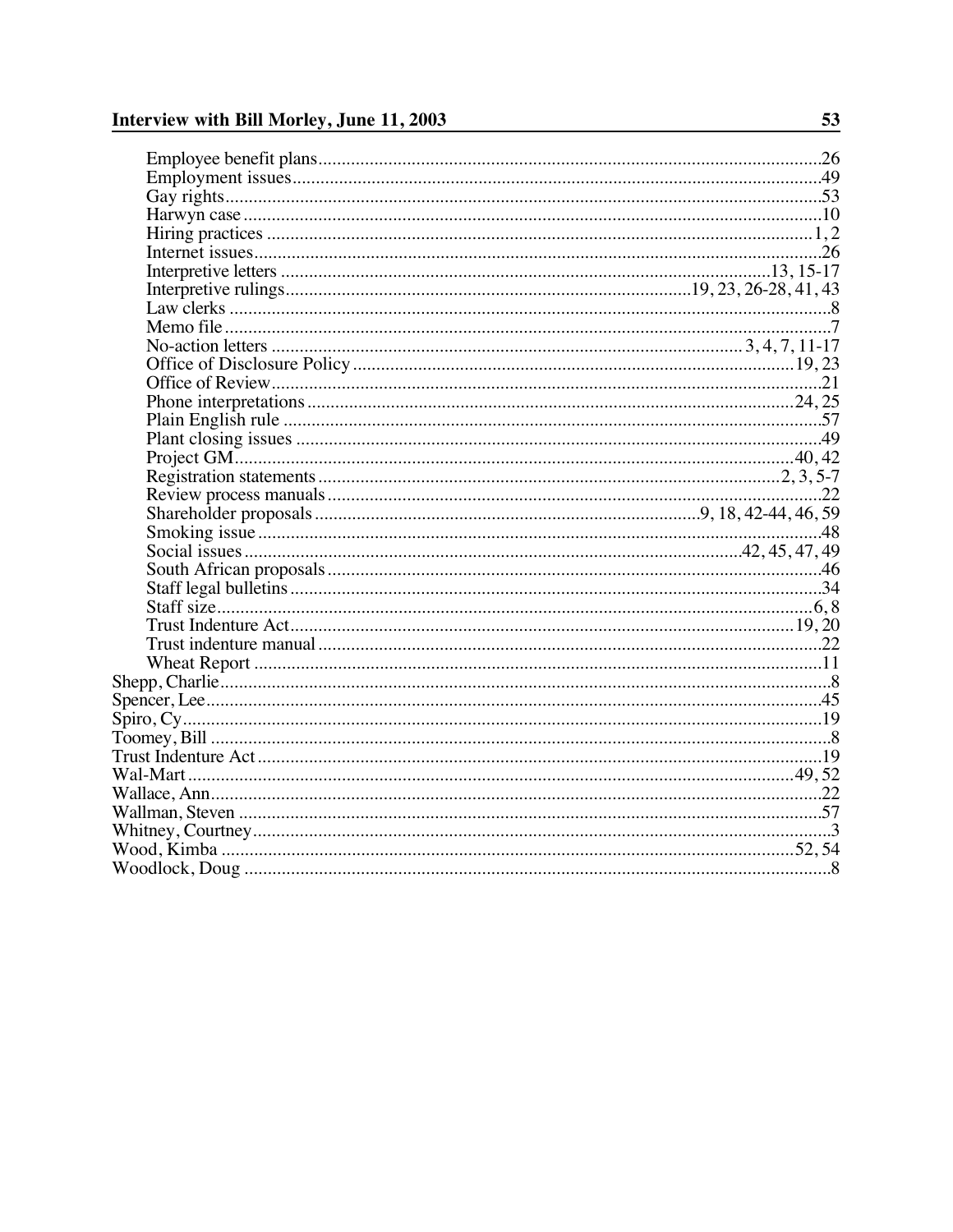- Employee benefit plans...........26
- Employment issues...........49
- Gay rights...........53
- Harwyn case...........10
- Hiring practices...........1, 2
- Internet issues...........26
- Interpretive letters...........13, 15-17
- Interpretive rulings...........19, 23, 26-28, 41, 43
- Law clerks...........8
- Memo file...........7
- No-action letters...........3, 4, 7, 11-17
- Office of Disclosure Policy...........19, 23
- Office of Review...........21
- Phone interpretations...........24, 25
- Plain English rule...........57
- Plant closing issues...........49
- Project GM...........40, 42
- Registration statements...........2, 3, 5-7
- Review process manuals...........22
- Shareholder proposals...........9, 18, 42-44, 46, 59
- Smoking issue...........48
- Social issues...........42, 45, 47, 49
- South African proposals...........46
- Staff legal bulletins...........34
- Staff size...........6, 8
- Trust Indenture Act...........19, 20
- Trust indenture manual...........22
- Wheat Report...........11

Shepp, Charlie...........8
Spencer, Lee...........45
Spiro, Cy...........19
Toomey, Bill...........8
Trust Indenture Act...........19
Wal-Mart...........49, 52
Wallace, Ann...........22
Wallman, Steven...........57
Whitney, Courtney...........3
Wood, Kimba...........52, 54
Woodlock, Doug...........8